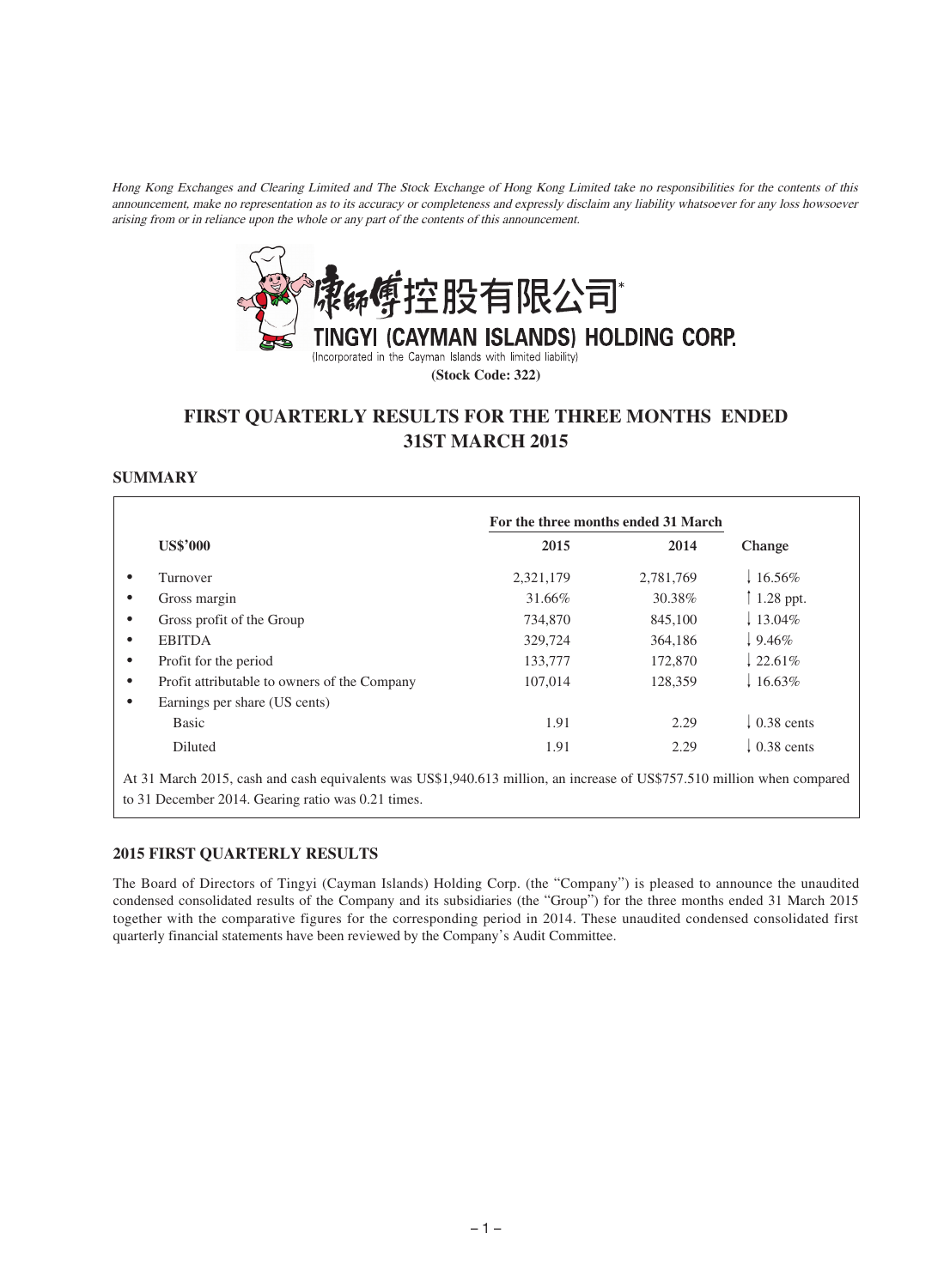*Hong Kong Exchanges and Clearing Limited and The Stock Exchange of Hong Kong Limited take no responsibilities for the contents of this announcement, make no representation as to its accuracy or completeness and expressly disclaim any liability whatsoever for any loss howsoever arising from or in reliance upon the whole or any part of the contents of this announcement.*

康師傅控股有限公司*

TINGYI (CAYMAN ISLANDS) HOLDING CORP.

(Incorporated in the Cayman Islands with limited liability)

**(Stock Code: 322)**

# FIRST QUARTERLY RESULTS FOR THE THREE MONTHS ENDED 31ST MARCH 2015

## SUMMARY

| **US$'000** | **For the three months ended 31 March** | | |
|---|---|---|---|
| | **2015** | **2014** | **Change** |
| • Turnover | 2,321,179 | 2,781,769 | ↓ 16.56% |
| • Gross margin | 31.66% | 30.38% | ↑ 1.28 ppt. |
| • Gross profit of the Group | 734,870 | 845,100 | ↓ 13.04% |
| • EBITDA | 329,724 | 364,186 | ↓ 9.46% |
| • Profit for the period | 133,777 | 172,870 | ↓ 22.61% |
| • Profit attributable to owners of the Company | 107,014 | 128,359 | ↓ 16.63% |
| • Earnings per share (US cents) | | | |
| Basic | 1.91 | 2.29 | ↓ 0.38 cents |
| Diluted | 1.91 | 2.29 | ↓ 0.38 cents |

At 31 March 2015, cash and cash equivalents was US$1,940.613 million, an increase of US$757.510 million when compared to 31 December 2014. Gearing ratio was 0.21 times.

## 2015 FIRST QUARTERLY RESULTS

The Board of Directors of Tingyi (Cayman Islands) Holding Corp. (the "Company") is pleased to announce the unaudited condensed consolidated results of the Company and its subsidiaries (the "Group") for the three months ended 31 March 2015 together with the comparative figures for the corresponding period in 2014. These unaudited condensed consolidated first quarterly financial statements have been reviewed by the Company's Audit Committee.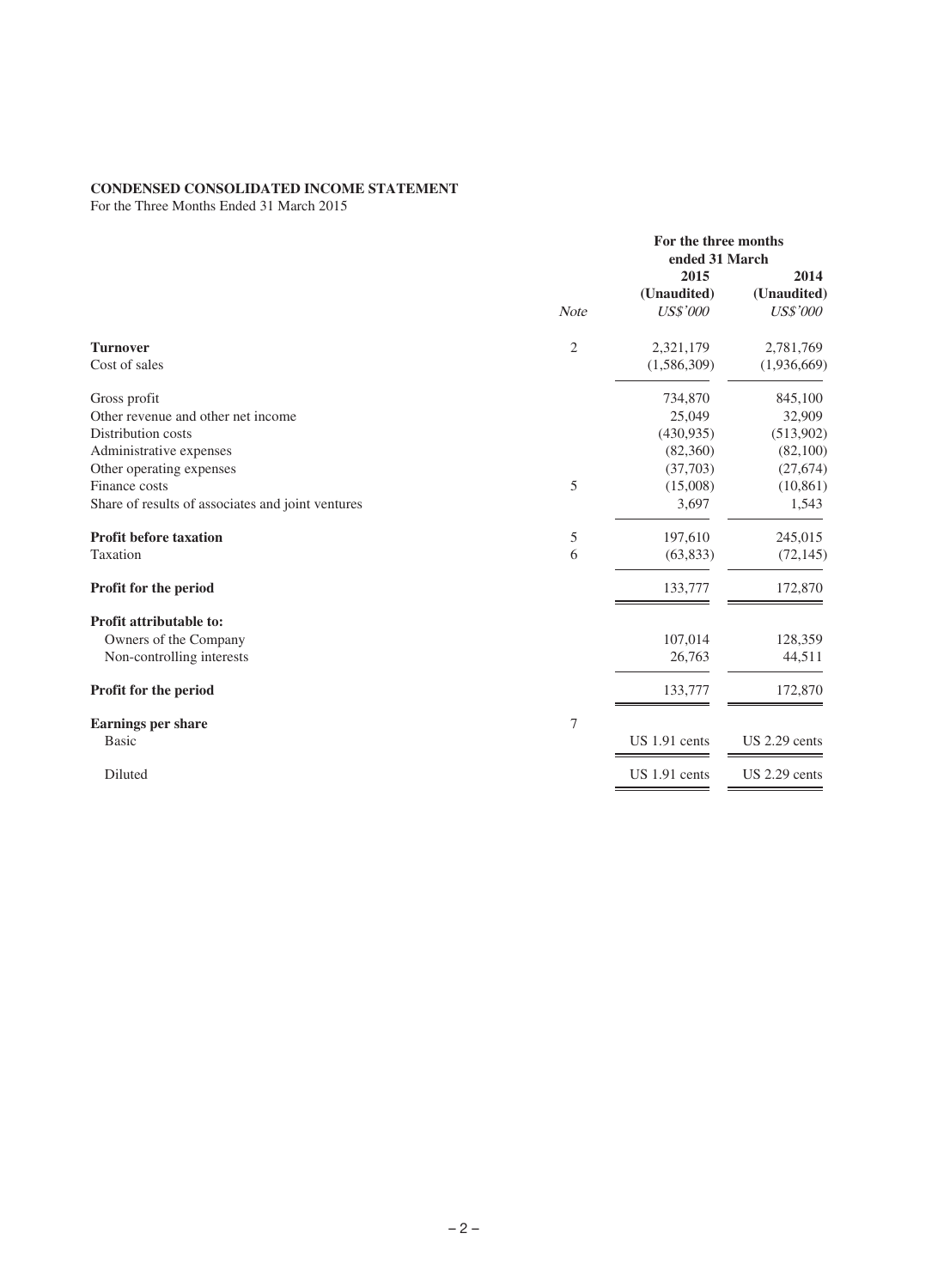**CONDENSED CONSOLIDATED INCOME STATEMENT**
For the Three Months Ended 31 March 2015

| | *Note* | For the three months ended 31 March 2015 (Unaudited) *US$'000* | 2014 (Unaudited) *US$'000* |
|---|---|---|---|
| **Turnover** | 2 | 2,321,179 | 2,781,769 |
| Cost of sales | | (1,586,309) | (1,936,669) |
| Gross profit | | 734,870 | 845,100 |
| Other revenue and other net income | | 25,049 | 32,909 |
| Distribution costs | | (430,935) | (513,902) |
| Administrative expenses | | (82,360) | (82,100) |
| Other operating expenses | | (37,703) | (27,674) |
| Finance costs | 5 | (15,008) | (10,861) |
| Share of results of associates and joint ventures | | 3,697 | 1,543 |
| **Profit before taxation** | 5 | 197,610 | 245,015 |
| Taxation | 6 | (63,833) | (72,145) |
| **Profit for the period** | | 133,777 | 172,870 |
| **Profit attributable to:** | | | |
| Owners of the Company | | 107,014 | 128,359 |
| Non-controlling interests | | 26,763 | 44,511 |
| **Profit for the period** | | 133,777 | 172,870 |
| **Earnings per share** | 7 | | |
| Basic | | US 1.91 cents | US 2.29 cents |
| Diluted | | US 1.91 cents | US 2.29 cents |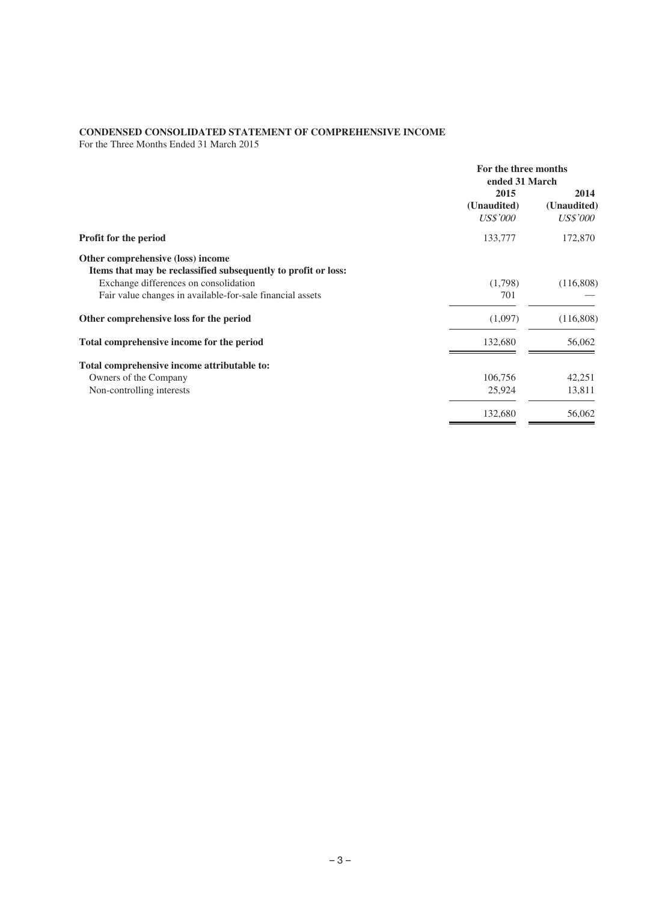**CONDENSED CONSOLIDATED STATEMENT OF COMPREHENSIVE INCOME**
For the Three Months Ended 31 March 2015

| | For the three months ended 31 March | |
|---|---|---|
| | 2015 | 2014 |
| | (Unaudited) | (Unaudited) |
| | *US$'000* | *US$'000* |
| **Profit for the period** | 133,777 | 172,870 |
| **Other comprehensive (loss) income** | | |
| **Items that may be reclassified subsequently to profit or loss:** | | |
| Exchange differences on consolidation | (1,798) | (116,808) |
| Fair value changes in available-for-sale financial assets | 701 | — |
| **Other comprehensive loss for the period** | (1,097) | (116,808) |
| **Total comprehensive income for the period** | 132,680 | 56,062 |
| **Total comprehensive income attributable to:** | | |
| Owners of the Company | 106,756 | 42,251 |
| Non-controlling interests | 25,924 | 13,811 |
| | 132,680 | 56,062 |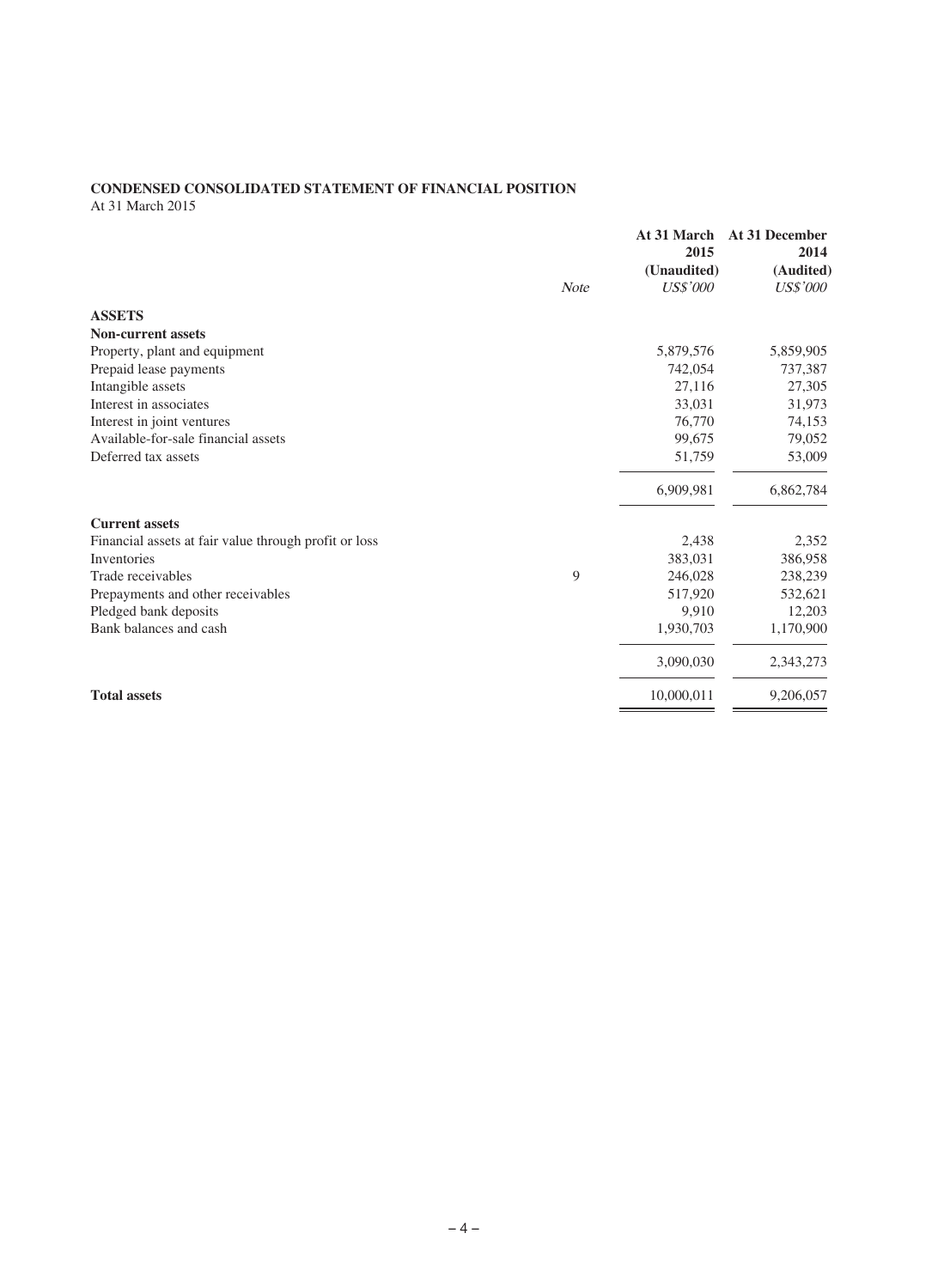**CONDENSED CONSOLIDATED STATEMENT OF FINANCIAL POSITION**

At 31 March 2015

| | *Note* | **At 31 March 2015 (Unaudited)** *US$'000* | **At 31 December 2014 (Audited)** *US$'000* |
|---|---|---|---|
| **ASSETS** | | | |
| **Non-current assets** | | | |
| Property, plant and equipment | | 5,879,576 | 5,859,905 |
| Prepaid lease payments | | 742,054 | 737,387 |
| Intangible assets | | 27,116 | 27,305 |
| Interest in associates | | 33,031 | 31,973 |
| Interest in joint ventures | | 76,770 | 74,153 |
| Available-for-sale financial assets | | 99,675 | 79,052 |
| Deferred tax assets | | 51,759 | 53,009 |
| | | 6,909,981 | 6,862,784 |
| **Current assets** | | | |
| Financial assets at fair value through profit or loss | | 2,438 | 2,352 |
| Inventories | | 383,031 | 386,958 |
| Trade receivables | 9 | 246,028 | 238,239 |
| Prepayments and other receivables | | 517,920 | 532,621 |
| Pledged bank deposits | | 9,910 | 12,203 |
| Bank balances and cash | | 1,930,703 | 1,170,900 |
| | | 3,090,030 | 2,343,273 |
| **Total assets** | | 10,000,011 | 9,206,057 |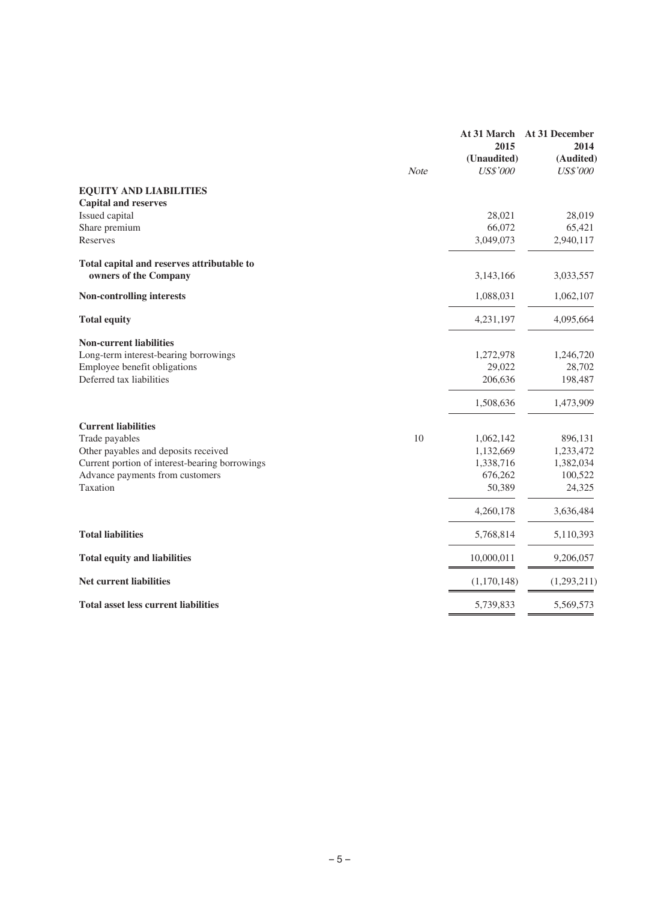| | Note | At 31 March 2015 (Unaudited) US$'000 | At 31 December 2014 (Audited) US$'000 |
|---|---|---|---|
| **EQUITY AND LIABILITIES** | | | |
| **Capital and reserves** | | | |
| Issued capital | | 28,021 | 28,019 |
| Share premium | | 66,072 | 65,421 |
| Reserves | | 3,049,073 | 2,940,117 |
| **Total capital and reserves attributable to owners of the Company** | | 3,143,166 | 3,033,557 |
| **Non-controlling interests** | | 1,088,031 | 1,062,107 |
| **Total equity** | | 4,231,197 | 4,095,664 |
| **Non-current liabilities** | | | |
| Long-term interest-bearing borrowings | | 1,272,978 | 1,246,720 |
| Employee benefit obligations | | 29,022 | 28,702 |
| Deferred tax liabilities | | 206,636 | 198,487 |
| | | 1,508,636 | 1,473,909 |
| **Current liabilities** | | | |
| Trade payables | 10 | 1,062,142 | 896,131 |
| Other payables and deposits received | | 1,132,669 | 1,233,472 |
| Current portion of interest-bearing borrowings | | 1,338,716 | 1,382,034 |
| Advance payments from customers | | 676,262 | 100,522 |
| Taxation | | 50,389 | 24,325 |
| | | 4,260,178 | 3,636,484 |
| **Total liabilities** | | 5,768,814 | 5,110,393 |
| **Total equity and liabilities** | | 10,000,011 | 9,206,057 |
| **Net current liabilities** | | (1,170,148) | (1,293,211) |
| **Total asset less current liabilities** | | 5,739,833 | 5,569,573 |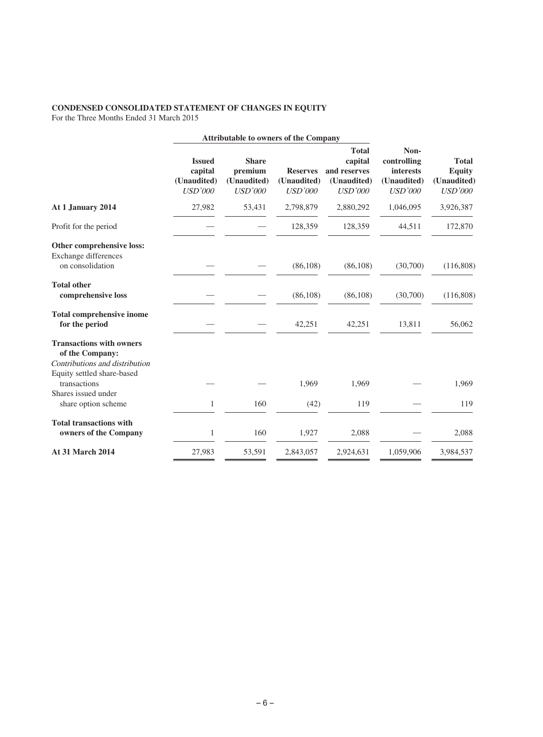**CONDENSED CONSOLIDATED STATEMENT OF CHANGES IN EQUITY**

For the Three Months Ended 31 March 2015

| | Attributable to owners of the Company | | | | | |
|---|---|---|---|---|---|---|
| | **Issued capital (Unaudited)** *USD'000* | **Share premium (Unaudited)** *USD'000* | **Reserves (Unaudited)** *USD'000* | **Total capital and reserves (Unaudited)** *USD'000* | **Non-controlling interests (Unaudited)** *USD'000* | **Total Equity (Unaudited)** *USD'000* |
| **At 1 January 2014** | 27,982 | 53,431 | 2,798,879 | 2,880,292 | 1,046,095 | 3,926,387 |
| Profit for the period | — | — | 128,359 | 128,359 | 44,511 | 172,870 |
| **Other comprehensive loss:** | | | | | | |
| Exchange differences on consolidation | — | — | (86,108) | (86,108) | (30,700) | (116,808) |
| **Total other comprehensive loss** | — | — | (86,108) | (86,108) | (30,700) | (116,808) |
| **Total comprehensive inome for the period** | — | — | 42,251 | 42,251 | 13,811 | 56,062 |
| **Transactions with owners of the Company:** | | | | | | |
| *Contributions and distribution* | | | | | | |
| Equity settled share-based transactions | — | — | 1,969 | 1,969 | — | 1,969 |
| Shares issued under share option scheme | 1 | 160 | (42) | 119 | — | 119 |
| **Total transactions with owners of the Company** | 1 | 160 | 1,927 | 2,088 | — | 2,088 |
| **At 31 March 2014** | 27,983 | 53,591 | 2,843,057 | 2,924,631 | 1,059,906 | 3,984,537 |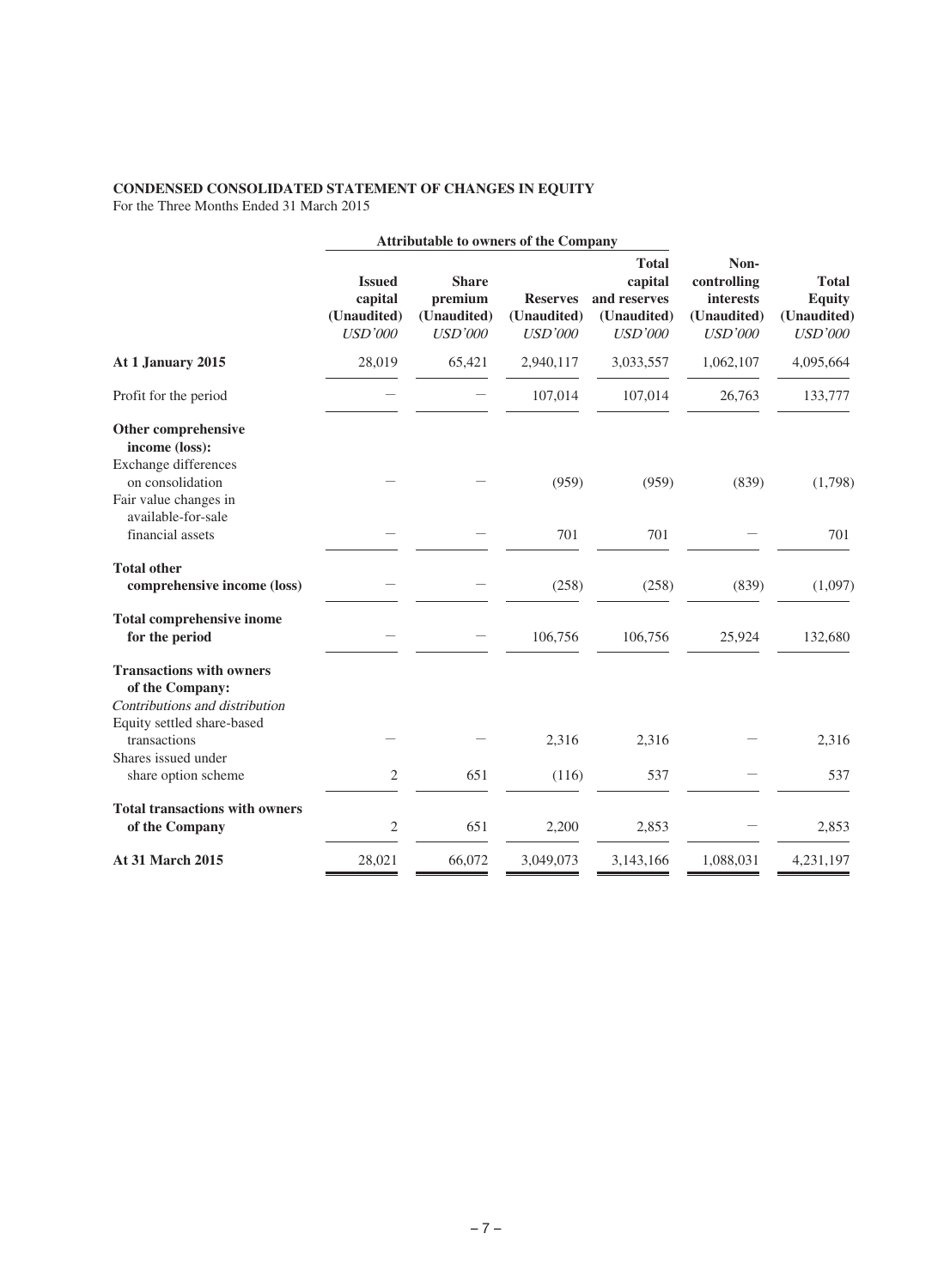**CONDENSED CONSOLIDATED STATEMENT OF CHANGES IN EQUITY**
For the Three Months Ended 31 March 2015

| | Attributable to owners of the Company | | | | | |
|---|---|---|---|---|---|---|
| | Issued capital (Unaudited) *USD'000* | Share premium (Unaudited) *USD'000* | Reserves (Unaudited) *USD'000* | Total capital and reserves (Unaudited) *USD'000* | Non-controlling interests (Unaudited) *USD'000* | Total Equity (Unaudited) *USD'000* |
| **At 1 January 2015** | 28,019 | 65,421 | 2,940,117 | 3,033,557 | 1,062,107 | 4,095,664 |
| Profit for the period | – | – | 107,014 | 107,014 | 26,763 | 133,777 |
| **Other comprehensive income (loss):** | | | | | | |
| Exchange differences on consolidation | – | – | (959) | (959) | (839) | (1,798) |
| Fair value changes in available-for-sale financial assets | – | – | 701 | 701 | – | 701 |
| **Total other comprehensive income (loss)** | – | – | (258) | (258) | (839) | (1,097) |
| **Total comprehensive inome for the period** | – | – | 106,756 | 106,756 | 25,924 | 132,680 |
| **Transactions with owners of the Company:** | | | | | | |
| *Contributions and distribution* | | | | | | |
| Equity settled share-based transactions | – | – | 2,316 | 2,316 | – | 2,316 |
| Shares issued under share option scheme | 2 | 651 | (116) | 537 | – | 537 |
| **Total transactions with owners of the Company** | 2 | 651 | 2,200 | 2,853 | – | 2,853 |
| **At 31 March 2015** | 28,021 | 66,072 | 3,049,073 | 3,143,166 | 1,088,031 | 4,231,197 |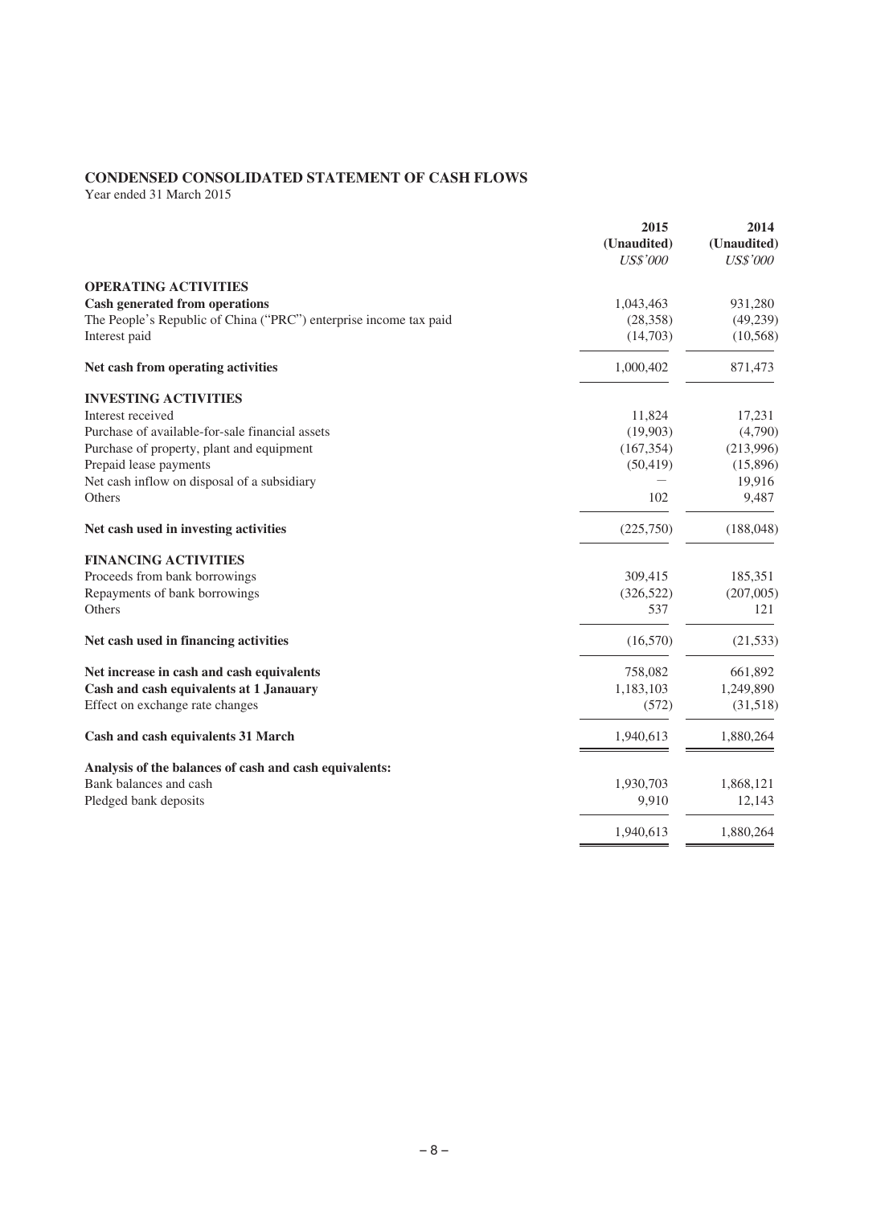## CONDENSED CONSOLIDATED STATEMENT OF CASH FLOWS

Year ended 31 March 2015

| | 2015 (Unaudited) *US$'000* | 2014 (Unaudited) *US$'000* |
|---|---|---|
| **OPERATING ACTIVITIES** | | |
| **Cash generated from operations** | 1,043,463 | 931,280 |
| The People's Republic of China ("PRC") enterprise income tax paid | (28,358) | (49,239) |
| Interest paid | (14,703) | (10,568) |
| **Net cash from operating activities** | 1,000,402 | 871,473 |
| **INVESTING ACTIVITIES** | | |
| Interest received | 11,824 | 17,231 |
| Purchase of available-for-sale financial assets | (19,903) | (4,790) |
| Purchase of property, plant and equipment | (167,354) | (213,996) |
| Prepaid lease payments | (50,419) | (15,896) |
| Net cash inflow on disposal of a subsidiary | — | 19,916 |
| Others | 102 | 9,487 |
| **Net cash used in investing activities** | (225,750) | (188,048) |
| **FINANCING ACTIVITIES** | | |
| Proceeds from bank borrowings | 309,415 | 185,351 |
| Repayments of bank borrowings | (326,522) | (207,005) |
| Others | 537 | 121 |
| **Net cash used in financing activities** | (16,570) | (21,533) |
| **Net increase in cash and cash equivalents** | 758,082 | 661,892 |
| **Cash and cash equivalents at 1 Janauary** | 1,183,103 | 1,249,890 |
| Effect on exchange rate changes | (572) | (31,518) |
| **Cash and cash equivalents 31 March** | 1,940,613 | 1,880,264 |
| **Analysis of the balances of cash and cash equivalents:** | | |
| Bank balances and cash | 1,930,703 | 1,868,121 |
| Pledged bank deposits | 9,910 | 12,143 |
| | 1,940,613 | 1,880,264 |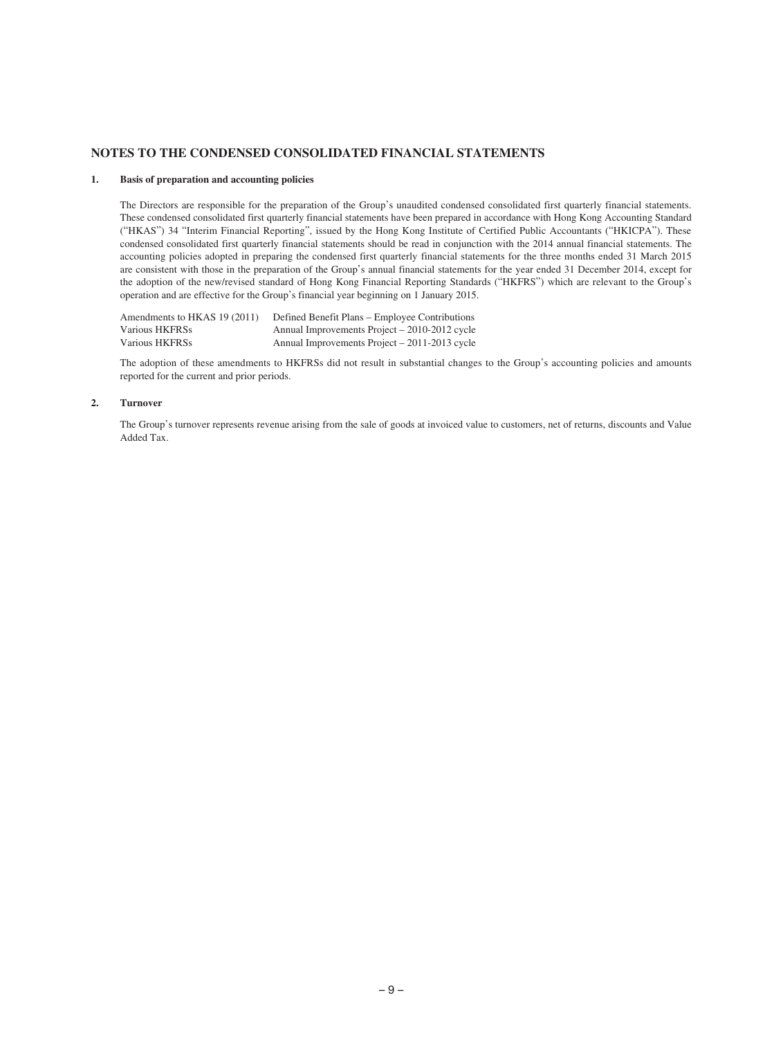## NOTES TO THE CONDENSED CONSOLIDATED FINANCIAL STATEMENTS

### 1. Basis of preparation and accounting policies

The Directors are responsible for the preparation of the Group's unaudited condensed consolidated first quarterly financial statements. These condensed consolidated first quarterly financial statements have been prepared in accordance with Hong Kong Accounting Standard ("HKAS") 34 "Interim Financial Reporting", issued by the Hong Kong Institute of Certified Public Accountants ("HKICPA"). These condensed consolidated first quarterly financial statements should be read in conjunction with the 2014 annual financial statements. The accounting policies adopted in preparing the condensed first quarterly financial statements for the three months ended 31 March 2015 are consistent with those in the preparation of the Group's annual financial statements for the year ended 31 December 2014, except for the adoption of the new/revised standard of Hong Kong Financial Reporting Standards ("HKFRS") which are relevant to the Group's operation and are effective for the Group's financial year beginning on 1 January 2015.

| | |
|---|---|
| Amendments to HKAS 19 (2011) | Defined Benefit Plans – Employee Contributions |
| Various HKFRSs | Annual Improvements Project – 2010-2012 cycle |
| Various HKFRSs | Annual Improvements Project – 2011-2013 cycle |

The adoption of these amendments to HKFRSs did not result in substantial changes to the Group's accounting policies and amounts reported for the current and prior periods.

### 2. Turnover

The Group's turnover represents revenue arising from the sale of goods at invoiced value to customers, net of returns, discounts and Value Added Tax.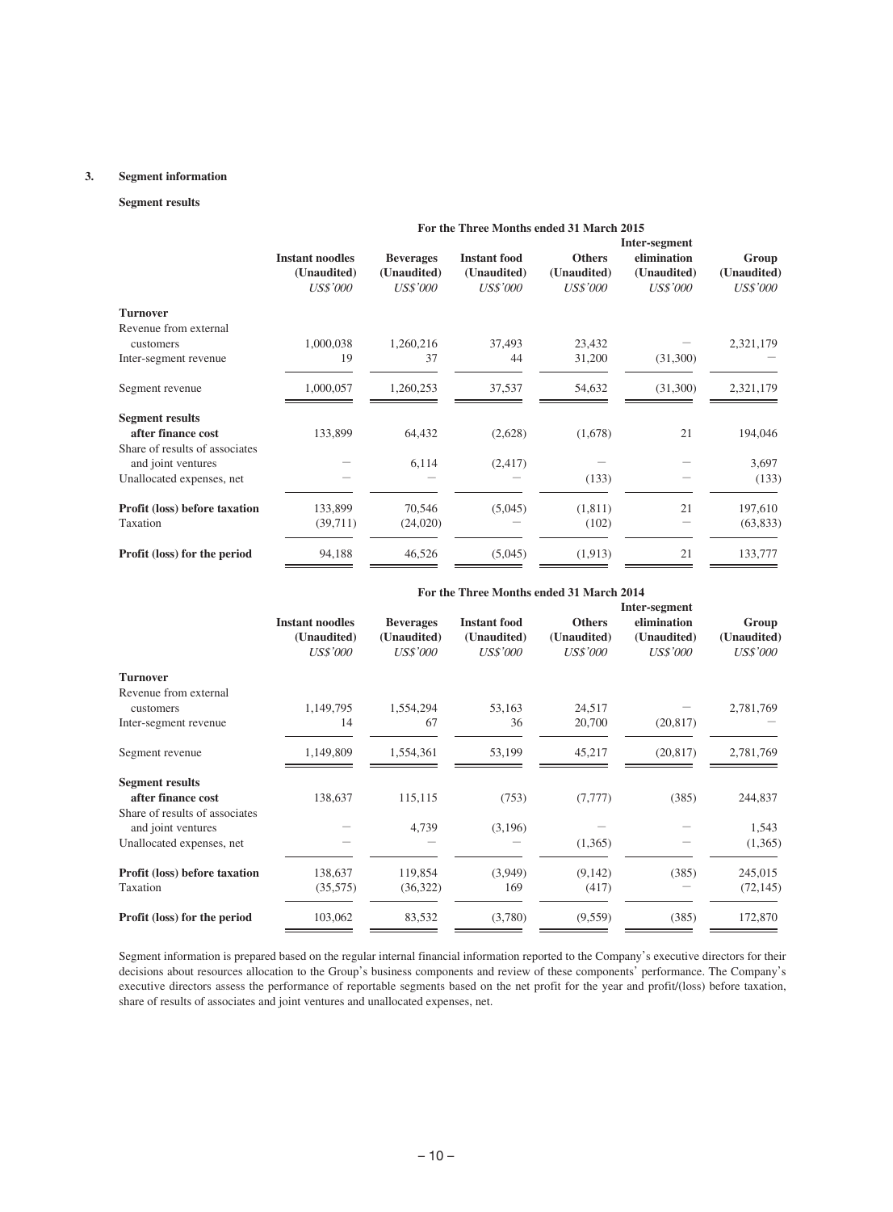## 3. Segment information

### Segment results

| | For the Three Months ended 31 March 2015 | | | | | |
|---|---|---|---|---|---|---|
| | **Instant noodles (Unaudited)** *US$'000* | **Beverages (Unaudited)** *US$'000* | **Instant food (Unaudited)** *US$'000* | **Others (Unaudited)** *US$'000* | **Inter-segment elimination (Unaudited)** *US$'000* | **Group (Unaudited)** *US$'000* |
| **Turnover** | | | | | | |
| Revenue from external customers | 1,000,038 | 1,260,216 | 37,493 | 23,432 | — | 2,321,179 |
| Inter-segment revenue | 19 | 37 | 44 | 31,200 | (31,300) | — |
| Segment revenue | 1,000,057 | 1,260,253 | 37,537 | 54,632 | (31,300) | 2,321,179 |
| **Segment results after finance cost** | 133,899 | 64,432 | (2,628) | (1,678) | 21 | 194,046 |
| Share of results of associates and joint ventures | — | 6,114 | (2,417) | — | — | 3,697 |
| Unallocated expenses, net | — | — | — | (133) | — | (133) |
| **Profit (loss) before taxation** | 133,899 | 70,546 | (5,045) | (1,811) | 21 | 197,610 |
| Taxation | (39,711) | (24,020) | — | (102) | — | (63,833) |
| **Profit (loss) for the period** | 94,188 | 46,526 | (5,045) | (1,913) | 21 | 133,777 |

| | For the Three Months ended 31 March 2014 | | | | | |
|---|---|---|---|---|---|---|
| | **Instant noodles (Unaudited)** *US$'000* | **Beverages (Unaudited)** *US$'000* | **Instant food (Unaudited)** *US$'000* | **Others (Unaudited)** *US$'000* | **Inter-segment elimination (Unaudited)** *US$'000* | **Group (Unaudited)** *US$'000* |
| **Turnover** | | | | | | |
| Revenue from external customers | 1,149,795 | 1,554,294 | 53,163 | 24,517 | — | 2,781,769 |
| Inter-segment revenue | 14 | 67 | 36 | 20,700 | (20,817) | — |
| Segment revenue | 1,149,809 | 1,554,361 | 53,199 | 45,217 | (20,817) | 2,781,769 |
| **Segment results after finance cost** | 138,637 | 115,115 | (753) | (7,777) | (385) | 244,837 |
| Share of results of associates and joint ventures | — | 4,739 | (3,196) | — | — | 1,543 |
| Unallocated expenses, net | — | — | — | (1,365) | — | (1,365) |
| **Profit (loss) before taxation** | 138,637 | 119,854 | (3,949) | (9,142) | (385) | 245,015 |
| Taxation | (35,575) | (36,322) | 169 | (417) | — | (72,145) |
| **Profit (loss) for the period** | 103,062 | 83,532 | (3,780) | (9,559) | (385) | 172,870 |

Segment information is prepared based on the regular internal financial information reported to the Company's executive directors for their decisions about resources allocation to the Group's business components and review of these components' performance. The Company's executive directors assess the performance of reportable segments based on the net profit for the year and profit/(loss) before taxation, share of results of associates and joint ventures and unallocated expenses, net.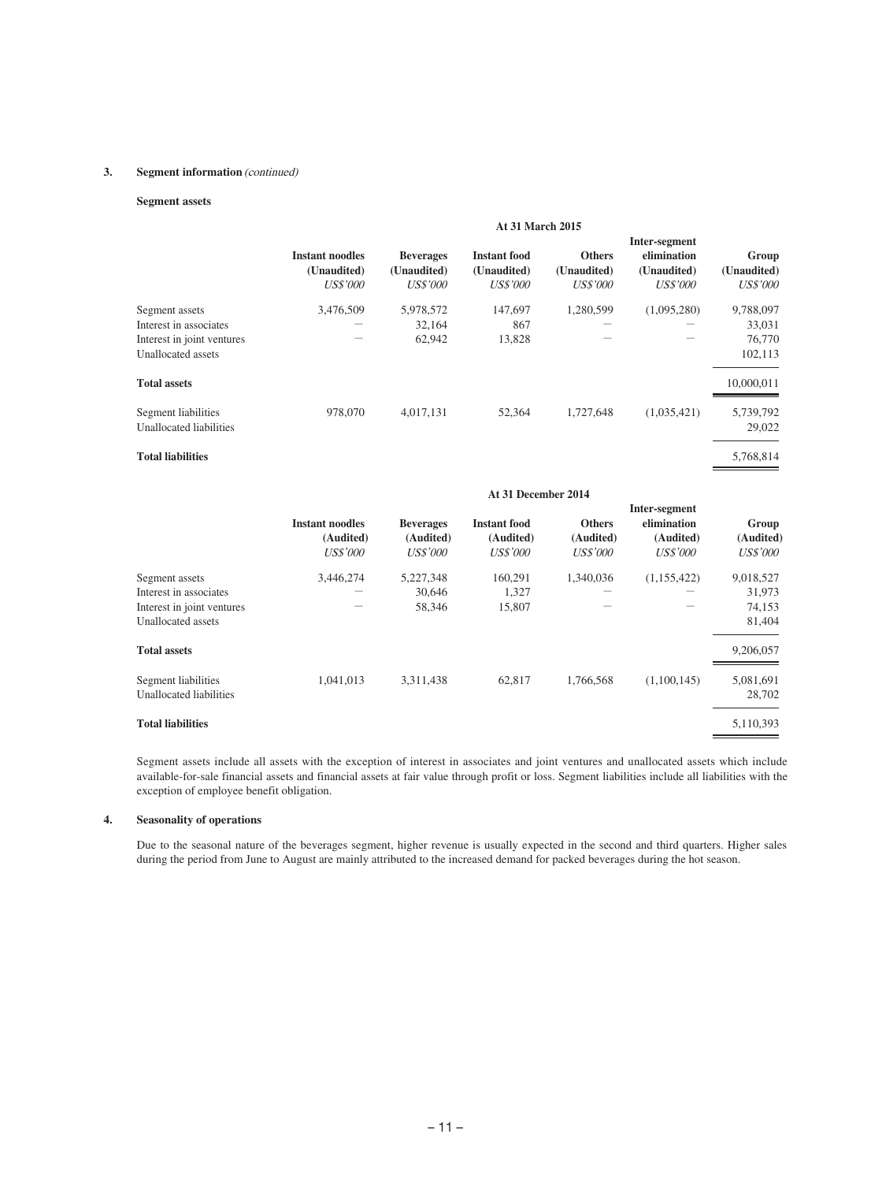### 3. Segment information *(continued)*

**Segment assets**

| | At 31 March 2015 | | | | | |
|---|---|---|---|---|---|---|
| | **Instant noodles (Unaudited)** *US$'000* | **Beverages (Unaudited)** *US$'000* | **Instant food (Unaudited)** *US$'000* | **Others (Unaudited)** *US$'000* | **Inter-segment elimination (Unaudited)** *US$'000* | **Group (Unaudited)** *US$'000* |
| Segment assets | 3,476,509 | 5,978,572 | 147,697 | 1,280,599 | (1,095,280) | 9,788,097 |
| Interest in associates | — | 32,164 | 867 | — | — | 33,031 |
| Interest in joint ventures | — | 62,942 | 13,828 | — | — | 76,770 |
| Unallocated assets | | | | | | 102,113 |
| **Total assets** | | | | | | 10,000,011 |
| Segment liabilities | 978,070 | 4,017,131 | 52,364 | 1,727,648 | (1,035,421) | 5,739,792 |
| Unallocated liabilities | | | | | | 29,022 |
| **Total liabilities** | | | | | | 5,768,814 |

| | At 31 December 2014 | | | | | |
|---|---|---|---|---|---|---|
| | **Instant noodles (Audited)** *US$'000* | **Beverages (Audited)** *US$'000* | **Instant food (Audited)** *US$'000* | **Others (Audited)** *US$'000* | **Inter-segment elimination (Audited)** *US$'000* | **Group (Audited)** *US$'000* |
| Segment assets | 3,446,274 | 5,227,348 | 160,291 | 1,340,036 | (1,155,422) | 9,018,527 |
| Interest in associates | — | 30,646 | 1,327 | — | — | 31,973 |
| Interest in joint ventures | — | 58,346 | 15,807 | — | — | 74,153 |
| Unallocated assets | | | | | | 81,404 |
| **Total assets** | | | | | | 9,206,057 |
| Segment liabilities | 1,041,013 | 3,311,438 | 62,817 | 1,766,568 | (1,100,145) | 5,081,691 |
| Unallocated liabilities | | | | | | 28,702 |
| **Total liabilities** | | | | | | 5,110,393 |

Segment assets include all assets with the exception of interest in associates and joint ventures and unallocated assets which include available-for-sale financial assets and financial assets at fair value through profit or loss. Segment liabilities include all liabilities with the exception of employee benefit obligation.

### 4. Seasonality of operations

Due to the seasonal nature of the beverages segment, higher revenue is usually expected in the second and third quarters. Higher sales during the period from June to August are mainly attributed to the increased demand for packed beverages during the hot season.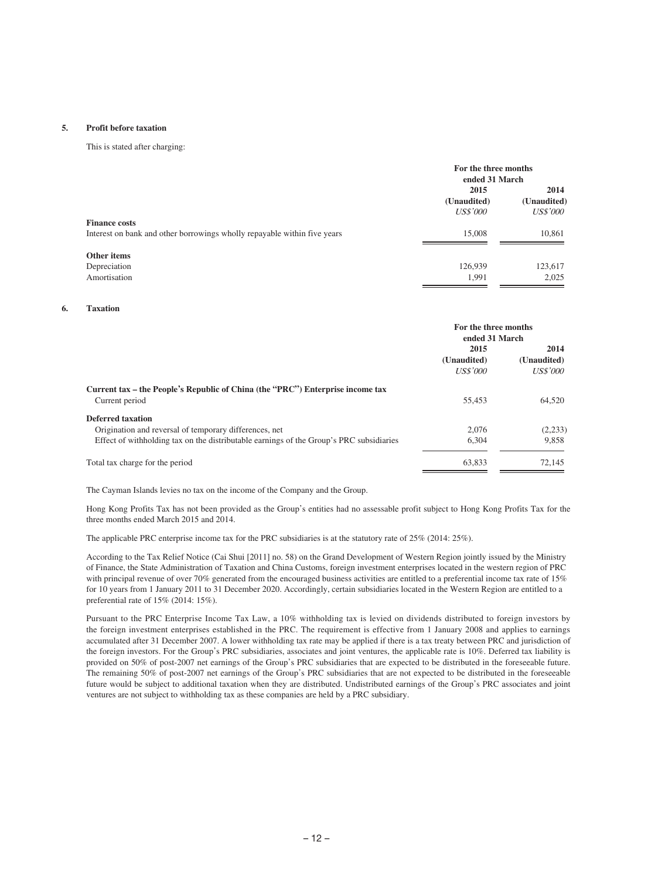## 5. Profit before taxation

This is stated after charging:

| | For the three months ended 31 March | |
|---|---|---|
| | 2015 | 2014 |
| | (Unaudited) | (Unaudited) |
| | *US$'000* | *US$'000* |
| **Finance costs** | | |
| Interest on bank and other borrowings wholly repayable within five years | 15,008 | 10,861 |
| **Other items** | | |
| Depreciation | 126,939 | 123,617 |
| Amortisation | 1,991 | 2,025 |

## 6. Taxation

| | For the three months ended 31 March | |
|---|---|---|
| | 2015 | 2014 |
| | (Unaudited) | (Unaudited) |
| | *US$'000* | *US$'000* |
| **Current tax – the People's Republic of China (the "PRC") Enterprise income tax** | | |
| Current period | 55,453 | 64,520 |
| **Deferred taxation** | | |
| Origination and reversal of temporary differences, net | 2,076 | (2,233) |
| Effect of withholding tax on the distributable earnings of the Group's PRC subsidiaries | 6,304 | 9,858 |
| Total tax charge for the period | 63,833 | 72,145 |

The Cayman Islands levies no tax on the income of the Company and the Group.

Hong Kong Profits Tax has not been provided as the Group's entities had no assessable profit subject to Hong Kong Profits Tax for the three months ended March 2015 and 2014.

The applicable PRC enterprise income tax for the PRC subsidiaries is at the statutory rate of 25% (2014: 25%).

According to the Tax Relief Notice (Cai Shui [2011] no. 58) on the Grand Development of Western Region jointly issued by the Ministry of Finance, the State Administration of Taxation and China Customs, foreign investment enterprises located in the western region of PRC with principal revenue of over 70% generated from the encouraged business activities are entitled to a preferential income tax rate of 15% for 10 years from 1 January 2011 to 31 December 2020. Accordingly, certain subsidiaries located in the Western Region are entitled to a preferential rate of 15% (2014: 15%).

Pursuant to the PRC Enterprise Income Tax Law, a 10% withholding tax is levied on dividends distributed to foreign investors by the foreign investment enterprises established in the PRC. The requirement is effective from 1 January 2008 and applies to earnings accumulated after 31 December 2007. A lower withholding tax rate may be applied if there is a tax treaty between PRC and jurisdiction of the foreign investors. For the Group's PRC subsidiaries, associates and joint ventures, the applicable rate is 10%. Deferred tax liability is provided on 50% of post-2007 net earnings of the Group's PRC subsidiaries that are expected to be distributed in the foreseeable future. The remaining 50% of post-2007 net earnings of the Group's PRC subsidiaries that are not expected to be distributed in the foreseeable future would be subject to additional taxation when they are distributed. Undistributed earnings of the Group's PRC associates and joint ventures are not subject to withholding tax as these companies are held by a PRC subsidiary.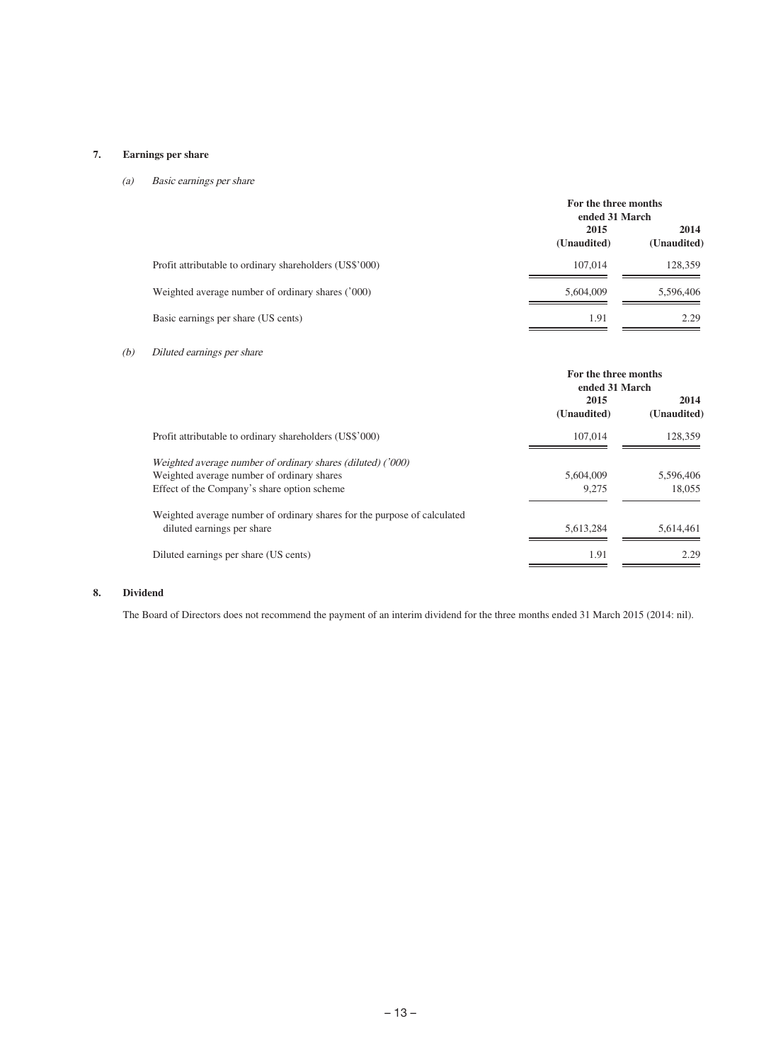## 7. Earnings per share

*(a) Basic earnings per share*

| | For the three months ended 31 March | |
|---|---|---|
| | 2015 (Unaudited) | 2014 (Unaudited) |
| Profit attributable to ordinary shareholders (US$'000) | 107,014 | 128,359 |
| Weighted average number of ordinary shares ('000) | 5,604,009 | 5,596,406 |
| Basic earnings per share (US cents) | 1.91 | 2.29 |

*(b) Diluted earnings per share*

| | For the three months ended 31 March | |
|---|---|---|
| | 2015 (Unaudited) | 2014 (Unaudited) |
| Profit attributable to ordinary shareholders (US$'000) | 107,014 | 128,359 |
| *Weighted average number of ordinary shares (diluted) ('000)* | | |
| Weighted average number of ordinary shares | 5,604,009 | 5,596,406 |
| Effect of the Company's share option scheme | 9,275 | 18,055 |
| Weighted average number of ordinary shares for the purpose of calculated diluted earnings per share | 5,613,284 | 5,614,461 |
| Diluted earnings per share (US cents) | 1.91 | 2.29 |

## 8. Dividend

The Board of Directors does not recommend the payment of an interim dividend for the three months ended 31 March 2015 (2014: nil).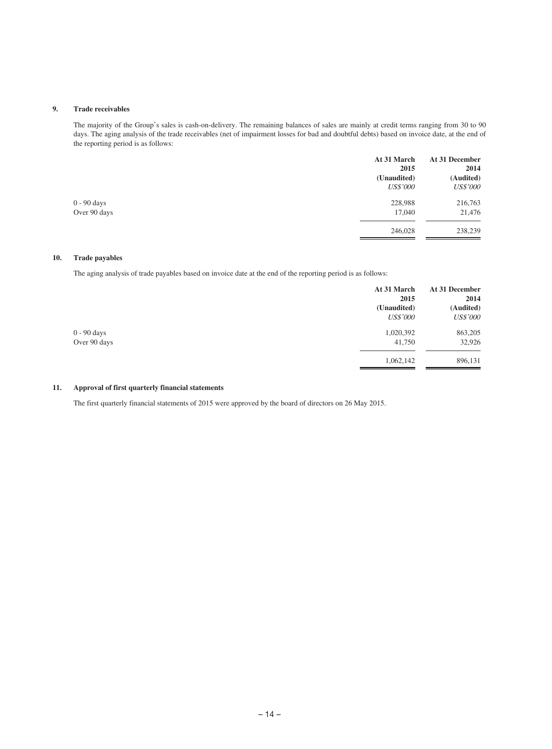## 9. Trade receivables

The majority of the Group's sales is cash-on-delivery. The remaining balances of sales are mainly at credit terms ranging from 30 to 90 days. The aging analysis of the trade receivables (net of impairment losses for bad and doubtful debts) based on invoice date, at the end of the reporting period is as follows:

| | At 31 March 2015 (Unaudited) *US$'000* | At 31 December 2014 (Audited) *US$'000* |
|---|---|---|
| 0 - 90 days | 228,988 | 216,763 |
| Over 90 days | 17,040 | 21,476 |
| | 246,028 | 238,239 |

## 10. Trade payables

The aging analysis of trade payables based on invoice date at the end of the reporting period is as follows:

| | At 31 March 2015 (Unaudited) *US$'000* | At 31 December 2014 (Audited) *US$'000* |
|---|---|---|
| 0 - 90 days | 1,020,392 | 863,205 |
| Over 90 days | 41,750 | 32,926 |
| | 1,062,142 | 896,131 |

## 11. Approval of first quarterly financial statements

The first quarterly financial statements of 2015 were approved by the board of directors on 26 May 2015.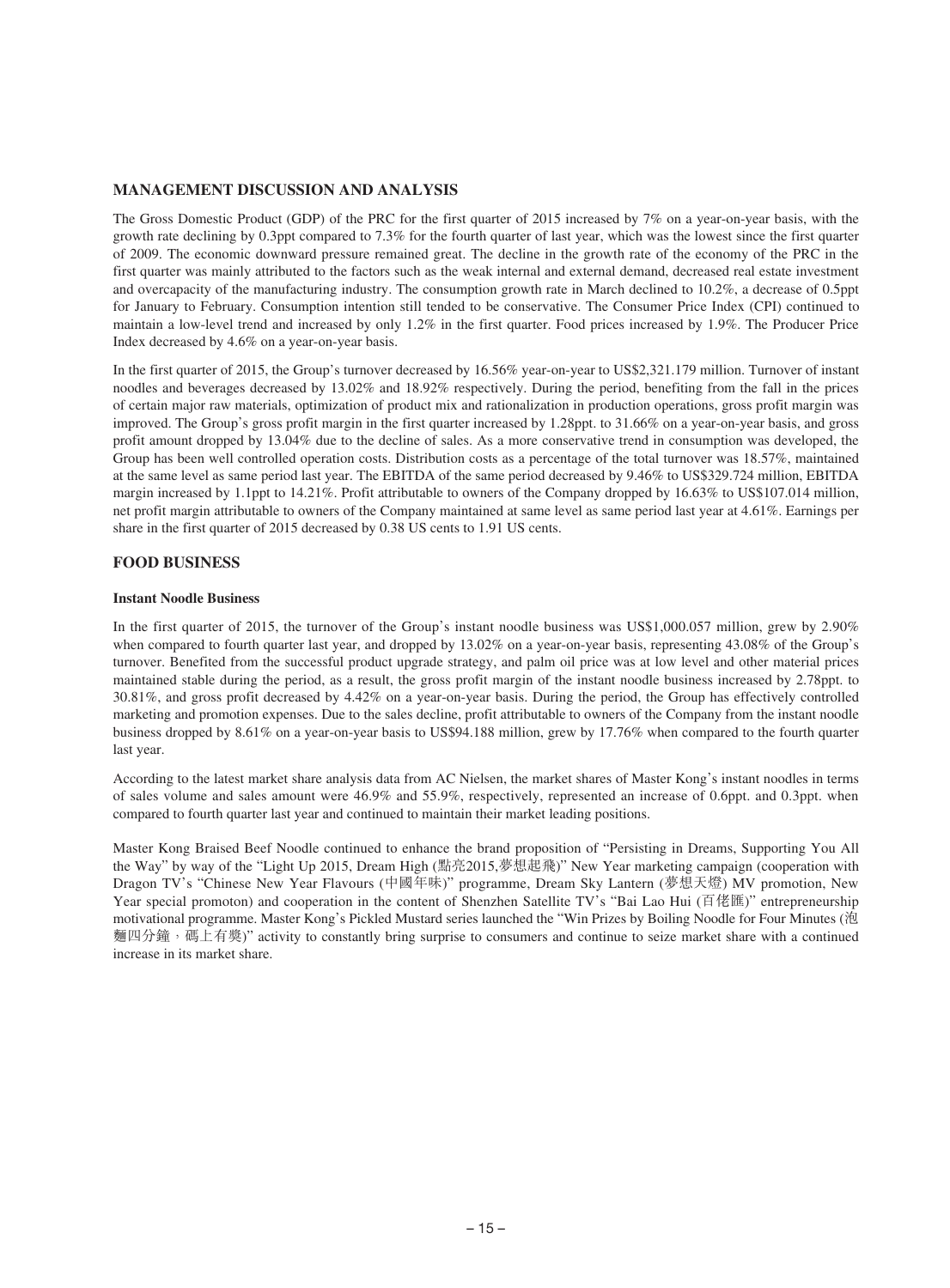## MANAGEMENT DISCUSSION AND ANALYSIS

The Gross Domestic Product (GDP) of the PRC for the first quarter of 2015 increased by 7% on a year-on-year basis, with the growth rate declining by 0.3ppt compared to 7.3% for the fourth quarter of last year, which was the lowest since the first quarter of 2009. The economic downward pressure remained great. The decline in the growth rate of the economy of the PRC in the first quarter was mainly attributed to the factors such as the weak internal and external demand, decreased real estate investment and overcapacity of the manufacturing industry. The consumption growth rate in March declined to 10.2%, a decrease of 0.5ppt for January to February. Consumption intention still tended to be conservative. The Consumer Price Index (CPI) continued to maintain a low-level trend and increased by only 1.2% in the first quarter. Food prices increased by 1.9%. The Producer Price Index decreased by 4.6% on a year-on-year basis.

In the first quarter of 2015, the Group's turnover decreased by 16.56% year-on-year to US$2,321.179 million. Turnover of instant noodles and beverages decreased by 13.02% and 18.92% respectively. During the period, benefiting from the fall in the prices of certain major raw materials, optimization of product mix and rationalization in production operations, gross profit margin was improved. The Group's gross profit margin in the first quarter increased by 1.28ppt. to 31.66% on a year-on-year basis, and gross profit amount dropped by 13.04% due to the decline of sales. As a more conservative trend in consumption was developed, the Group has been well controlled operation costs. Distribution costs as a percentage of the total turnover was 18.57%, maintained at the same level as same period last year. The EBITDA of the same period decreased by 9.46% to US$329.724 million, EBITDA margin increased by 1.1ppt to 14.21%. Profit attributable to owners of the Company dropped by 16.63% to US$107.014 million, net profit margin attributable to owners of the Company maintained at same level as same period last year at 4.61%. Earnings per share in the first quarter of 2015 decreased by 0.38 US cents to 1.91 US cents.

## FOOD BUSINESS

### Instant Noodle Business

In the first quarter of 2015, the turnover of the Group's instant noodle business was US$1,000.057 million, grew by 2.90% when compared to fourth quarter last year, and dropped by 13.02% on a year-on-year basis, representing 43.08% of the Group's turnover. Benefited from the successful product upgrade strategy, and palm oil price was at low level and other material prices maintained stable during the period, as a result, the gross profit margin of the instant noodle business increased by 2.78ppt. to 30.81%, and gross profit decreased by 4.42% on a year-on-year basis. During the period, the Group has effectively controlled marketing and promotion expenses. Due to the sales decline, profit attributable to owners of the Company from the instant noodle business dropped by 8.61% on a year-on-year basis to US$94.188 million, grew by 17.76% when compared to the fourth quarter last year.

According to the latest market share analysis data from AC Nielsen, the market shares of Master Kong's instant noodles in terms of sales volume and sales amount were 46.9% and 55.9%, respectively, represented an increase of 0.6ppt. and 0.3ppt. when compared to fourth quarter last year and continued to maintain their market leading positions.

Master Kong Braised Beef Noodle continued to enhance the brand proposition of "Persisting in Dreams, Supporting You All the Way" by way of the "Light Up 2015, Dream High (點亮2015,夢想起飛)" New Year marketing campaign (cooperation with Dragon TV's "Chinese New Year Flavours (中國年味)" programme, Dream Sky Lantern (夢想天燈) MV promotion, New Year special promoton) and cooperation in the content of Shenzhen Satellite TV's "Bai Lao Hui (百佬匯)" entrepreneurship motivational programme. Master Kong's Pickled Mustard series launched the "Win Prizes by Boiling Noodle for Four Minutes (泡麵四分鐘，碼上有獎)" activity to constantly bring surprise to consumers and continue to seize market share with a continued increase in its market share.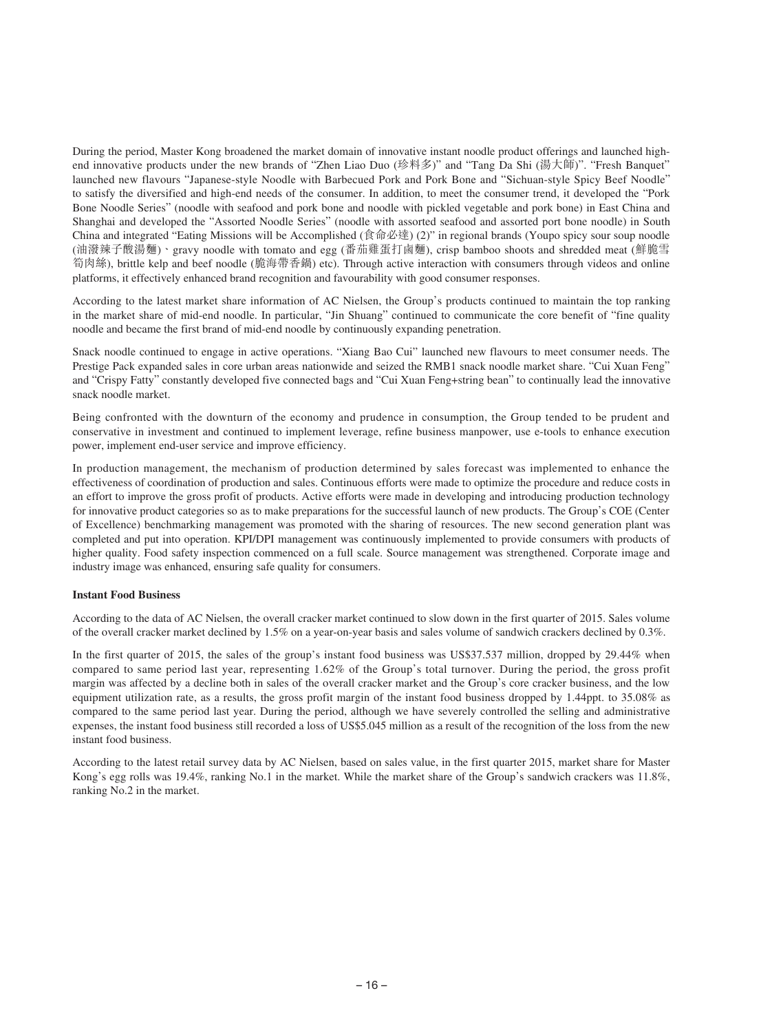During the period, Master Kong broadened the market domain of innovative instant noodle product offerings and launched high-end innovative products under the new brands of "Zhen Liao Duo (珍料多)" and "Tang Da Shi (湯大師)". "Fresh Banquet" launched new flavours "Japanese-style Noodle with Barbecued Pork and Pork Bone and "Sichuan-style Spicy Beef Noodle" to satisfy the diversified and high-end needs of the consumer. In addition, to meet the consumer trend, it developed the "Pork Bone Noodle Series" (noodle with seafood and pork bone and noodle with pickled vegetable and pork bone) in East China and Shanghai and developed the "Assorted Noodle Series" (noodle with assorted seafood and assorted port bone noodle) in South China and integrated "Eating Missions will be Accomplished (食命必達) (2)" in regional brands (Youpo spicy sour soup noodle (油潑辣子酸湯麵)、gravy noodle with tomato and egg (番茄雞蛋打鹵麵), crisp bamboo shoots and shredded meat (鮮脆雪筍肉絲), brittle kelp and beef noodle (脆海帶香鍋) etc). Through active interaction with consumers through videos and online platforms, it effectively enhanced brand recognition and favourability with good consumer responses.

According to the latest market share information of AC Nielsen, the Group's products continued to maintain the top ranking in the market share of mid-end noodle. In particular, "Jin Shuang" continued to communicate the core benefit of "fine quality noodle and became the first brand of mid-end noodle by continuously expanding penetration.

Snack noodle continued to engage in active operations. "Xiang Bao Cui" launched new flavours to meet consumer needs. The Prestige Pack expanded sales in core urban areas nationwide and seized the RMB1 snack noodle market share. "Cui Xuan Feng" and "Crispy Fatty" constantly developed five connected bags and "Cui Xuan Feng+string bean" to continually lead the innovative snack noodle market.

Being confronted with the downturn of the economy and prudence in consumption, the Group tended to be prudent and conservative in investment and continued to implement leverage, refine business manpower, use e-tools to enhance execution power, implement end-user service and improve efficiency.

In production management, the mechanism of production determined by sales forecast was implemented to enhance the effectiveness of coordination of production and sales. Continuous efforts were made to optimize the procedure and reduce costs in an effort to improve the gross profit of products. Active efforts were made in developing and introducing production technology for innovative product categories so as to make preparations for the successful launch of new products. The Group's COE (Center of Excellence) benchmarking management was promoted with the sharing of resources. The new second generation plant was completed and put into operation. KPI/DPI management was continuously implemented to provide consumers with products of higher quality. Food safety inspection commenced on a full scale. Source management was strengthened. Corporate image and industry image was enhanced, ensuring safe quality for consumers.

**Instant Food Business**

According to the data of AC Nielsen, the overall cracker market continued to slow down in the first quarter of 2015. Sales volume of the overall cracker market declined by 1.5% on a year-on-year basis and sales volume of sandwich crackers declined by 0.3%.

In the first quarter of 2015, the sales of the group's instant food business was US$37.537 million, dropped by 29.44% when compared to same period last year, representing 1.62% of the Group's total turnover. During the period, the gross profit margin was affected by a decline both in sales of the overall cracker market and the Group's core cracker business, and the low equipment utilization rate, as a results, the gross profit margin of the instant food business dropped by 1.44ppt. to 35.08% as compared to the same period last year. During the period, although we have severely controlled the selling and administrative expenses, the instant food business still recorded a loss of US$5.045 million as a result of the recognition of the loss from the new instant food business.

According to the latest retail survey data by AC Nielsen, based on sales value, in the first quarter 2015, market share for Master Kong's egg rolls was 19.4%, ranking No.1 in the market. While the market share of the Group's sandwich crackers was 11.8%, ranking No.2 in the market.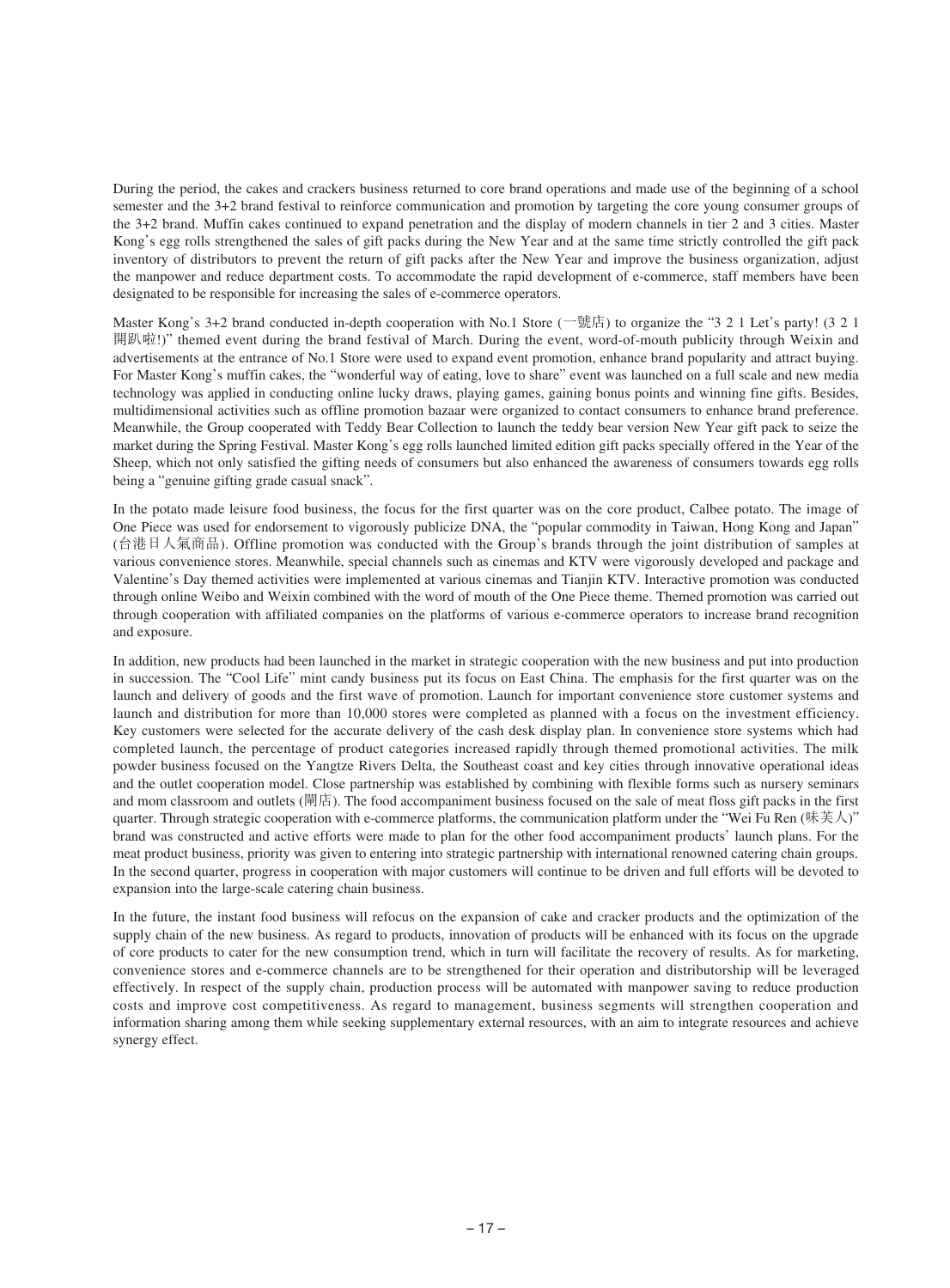During the period, the cakes and crackers business returned to core brand operations and made use of the beginning of a school semester and the 3+2 brand festival to reinforce communication and promotion by targeting the core young consumer groups of the 3+2 brand. Muffin cakes continued to expand penetration and the display of modern channels in tier 2 and 3 cities. Master Kong's egg rolls strengthened the sales of gift packs during the New Year and at the same time strictly controlled the gift pack inventory of distributors to prevent the return of gift packs after the New Year and improve the business organization, adjust the manpower and reduce department costs. To accommodate the rapid development of e-commerce, staff members have been designated to be responsible for increasing the sales of e-commerce operators.

Master Kong's 3+2 brand conducted in-depth cooperation with No.1 Store (一號店) to organize the "3 2 1 Let's party! (3 2 1 開趴啦!)" themed event during the brand festival of March. During the event, word-of-mouth publicity through Weixin and advertisements at the entrance of No.1 Store were used to expand event promotion, enhance brand popularity and attract buying. For Master Kong's muffin cakes, the "wonderful way of eating, love to share" event was launched on a full scale and new media technology was applied in conducting online lucky draws, playing games, gaining bonus points and winning fine gifts. Besides, multidimensional activities such as offline promotion bazaar were organized to contact consumers to enhance brand preference. Meanwhile, the Group cooperated with Teddy Bear Collection to launch the teddy bear version New Year gift pack to seize the market during the Spring Festival. Master Kong's egg rolls launched limited edition gift packs specially offered in the Year of the Sheep, which not only satisfied the gifting needs of consumers but also enhanced the awareness of consumers towards egg rolls being a "genuine gifting grade casual snack".

In the potato made leisure food business, the focus for the first quarter was on the core product, Calbee potato. The image of One Piece was used for endorsement to vigorously publicize DNA, the "popular commodity in Taiwan, Hong Kong and Japan" (台港日人氣商品). Offline promotion was conducted with the Group's brands through the joint distribution of samples at various convenience stores. Meanwhile, special channels such as cinemas and KTV were vigorously developed and package and Valentine's Day themed activities were implemented at various cinemas and Tianjin KTV. Interactive promotion was conducted through online Weibo and Weixin combined with the word of mouth of the One Piece theme. Themed promotion was carried out through cooperation with affiliated companies on the platforms of various e-commerce operators to increase brand recognition and exposure.

In addition, new products had been launched in the market in strategic cooperation with the new business and put into production in succession. The "Cool Life" mint candy business put its focus on East China. The emphasis for the first quarter was on the launch and delivery of goods and the first wave of promotion. Launch for important convenience store customer systems and launch and distribution for more than 10,000 stores were completed as planned with a focus on the investment efficiency. Key customers were selected for the accurate delivery of the cash desk display plan. In convenience store systems which had completed launch, the percentage of product categories increased rapidly through themed promotional activities. The milk powder business focused on the Yangtze Rivers Delta, the Southeast coast and key cities through innovative operational ideas and the outlet cooperation model. Close partnership was established by combining with flexible forms such as nursery seminars and mom classroom and outlets (鬧店). The food accompaniment business focused on the sale of meat floss gift packs in the first quarter. Through strategic cooperation with e-commerce platforms, the communication platform under the "Wei Fu Ren (味芙人)" brand was constructed and active efforts were made to plan for the other food accompaniment products' launch plans. For the meat product business, priority was given to entering into strategic partnership with international renowned catering chain groups. In the second quarter, progress in cooperation with major customers will continue to be driven and full efforts will be devoted to expansion into the large-scale catering chain business.

In the future, the instant food business will refocus on the expansion of cake and cracker products and the optimization of the supply chain of the new business. As regard to products, innovation of products will be enhanced with its focus on the upgrade of core products to cater for the new consumption trend, which in turn will facilitate the recovery of results. As for marketing, convenience stores and e-commerce channels are to be strengthened for their operation and distributorship will be leveraged effectively. In respect of the supply chain, production process will be automated with manpower saving to reduce production costs and improve cost competitiveness. As regard to management, business segments will strengthen cooperation and information sharing among them while seeking supplementary external resources, with an aim to integrate resources and achieve synergy effect.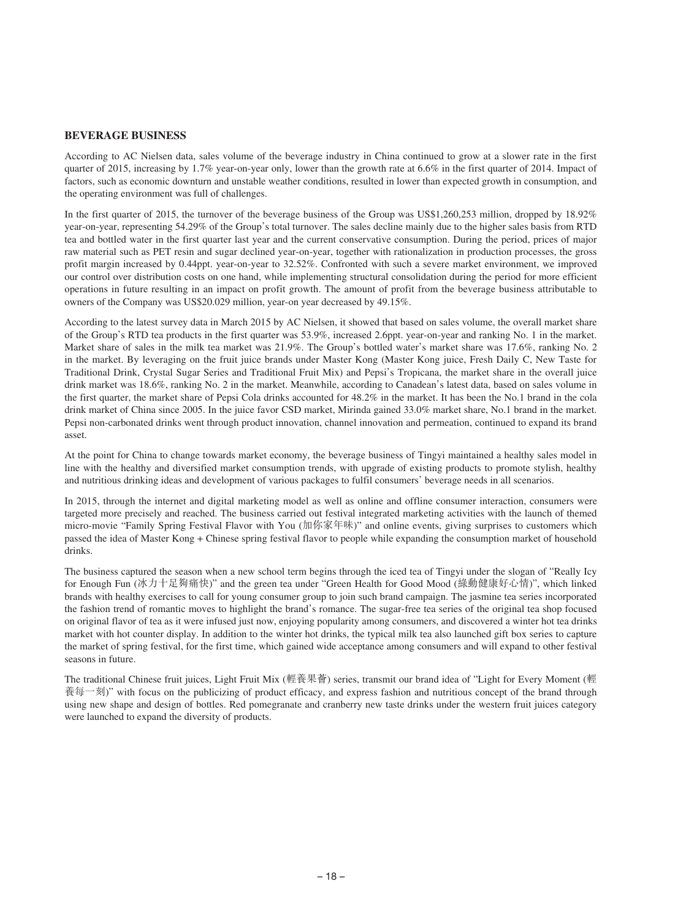## BEVERAGE BUSINESS

According to AC Nielsen data, sales volume of the beverage industry in China continued to grow at a slower rate in the first quarter of 2015, increasing by 1.7% year-on-year only, lower than the growth rate at 6.6% in the first quarter of 2014. Impact of factors, such as economic downturn and unstable weather conditions, resulted in lower than expected growth in consumption, and the operating environment was full of challenges.

In the first quarter of 2015, the turnover of the beverage business of the Group was US$1,260,253 million, dropped by 18.92% year-on-year, representing 54.29% of the Group's total turnover. The sales decline mainly due to the higher sales basis from RTD tea and bottled water in the first quarter last year and the current conservative consumption. During the period, prices of major raw material such as PET resin and sugar declined year-on-year, together with rationalization in production processes, the gross profit margin increased by 0.44ppt. year-on-year to 32.52%. Confronted with such a severe market environment, we improved our control over distribution costs on one hand, while implementing structural consolidation during the period for more efficient operations in future resulting in an impact on profit growth. The amount of profit from the beverage business attributable to owners of the Company was US$20.029 million, year-on year decreased by 49.15%.

According to the latest survey data in March 2015 by AC Nielsen, it showed that based on sales volume, the overall market share of the Group's RTD tea products in the first quarter was 53.9%, increased 2.6ppt. year-on-year and ranking No. 1 in the market. Market share of sales in the milk tea market was 21.9%. The Group's bottled water's market share was 17.6%, ranking No. 2 in the market. By leveraging on the fruit juice brands under Master Kong (Master Kong juice, Fresh Daily C, New Taste for Traditional Drink, Crystal Sugar Series and Traditional Fruit Mix) and Pepsi's Tropicana, the market share in the overall juice drink market was 18.6%, ranking No. 2 in the market. Meanwhile, according to Canadean's latest data, based on sales volume in the first quarter, the market share of Pepsi Cola drinks accounted for 48.2% in the market. It has been the No.1 brand in the cola drink market of China since 2005. In the juice favor CSD market, Mirinda gained 33.0% market share, No.1 brand in the market. Pepsi non-carbonated drinks went through product innovation, channel innovation and permeation, continued to expand its brand asset.

At the point for China to change towards market economy, the beverage business of Tingyi maintained a healthy sales model in line with the healthy and diversified market consumption trends, with upgrade of existing products to promote stylish, healthy and nutritious drinking ideas and development of various packages to fulfil consumers' beverage needs in all scenarios.

In 2015, through the internet and digital marketing model as well as online and offline consumer interaction, consumers were targeted more precisely and reached. The business carried out festival integrated marketing activities with the launch of themed micro-movie "Family Spring Festival Flavor with You (加你家年味)" and online events, giving surprises to customers which passed the idea of Master Kong + Chinese spring festival flavor to people while expanding the consumption market of household drinks.

The business captured the season when a new school term begins through the iced tea of Tingyi under the slogan of "Really Icy for Enough Fun (冰力十足夠痛快)" and the green tea under "Green Health for Good Mood (綠動健康好心情)", which linked brands with healthy exercises to call for young consumer group to join such brand campaign. The jasmine tea series incorporated the fashion trend of romantic moves to highlight the brand's romance. The sugar-free tea series of the original tea shop focused on original flavor of tea as it were infused just now, enjoying popularity among consumers, and discovered a winter hot tea drinks market with hot counter display. In addition to the winter hot drinks, the typical milk tea also launched gift box series to capture the market of spring festival, for the first time, which gained wide acceptance among consumers and will expand to other festival seasons in future.

The traditional Chinese fruit juices, Light Fruit Mix (輕養果薈) series, transmit our brand idea of "Light for Every Moment (輕養每一刻)" with focus on the publicizing of product efficacy, and express fashion and nutritious concept of the brand through using new shape and design of bottles. Red pomegranate and cranberry new taste drinks under the western fruit juices category were launched to expand the diversity of products.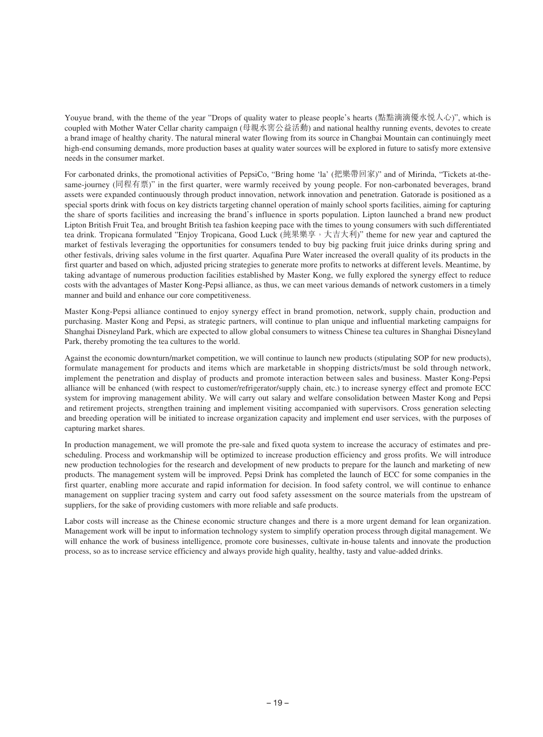Youyue brand, with the theme of the year "Drops of quality water to please people's hearts (點點滴滴優水悅人心)", which is coupled with Mother Water Cellar charity campaign (母親水窖公益活動) and national healthy running events, devotes to create a brand image of healthy charity. The natural mineral water flowing from its source in Changbai Mountain can continuingly meet high-end consuming demands, more production bases at quality water sources will be explored in future to satisfy more extensive needs in the consumer market.

For carbonated drinks, the promotional activities of PepsiCo, "Bring home 'la' (把樂帶回家)" and of Mirinda, "Tickets at-the-same-journey (同程有票)" in the first quarter, were warmly received by young people. For non-carbonated beverages, brand assets were expanded continuously through product innovation, network innovation and penetration. Gatorade is positioned as a special sports drink with focus on key districts targeting channel operation of mainly school sports facilities, aiming for capturing the share of sports facilities and increasing the brand's influence in sports population. Lipton launched a brand new product Lipton British Fruit Tea, and brought British tea fashion keeping pace with the times to young consumers with such differentiated tea drink. Tropicana formulated "Enjoy Tropicana, Good Luck (純果樂享，大吉大利)" theme for new year and captured the market of festivals leveraging the opportunities for consumers tended to buy big packing fruit juice drinks during spring and other festivals, driving sales volume in the first quarter. Aquafina Pure Water increased the overall quality of its products in the first quarter and based on which, adjusted pricing strategies to generate more profits to networks at different levels. Meantime, by taking advantage of numerous production facilities established by Master Kong, we fully explored the synergy effect to reduce costs with the advantages of Master Kong-Pepsi alliance, as thus, we can meet various demands of network customers in a timely manner and build and enhance our core competitiveness.

Master Kong-Pepsi alliance continued to enjoy synergy effect in brand promotion, network, supply chain, production and purchasing. Master Kong and Pepsi, as strategic partners, will continue to plan unique and influential marketing campaigns for Shanghai Disneyland Park, which are expected to allow global consumers to witness Chinese tea cultures in Shanghai Disneyland Park, thereby promoting the tea cultures to the world.

Against the economic downturn/market competition, we will continue to launch new products (stipulating SOP for new products), formulate management for products and items which are marketable in shopping districts/must be sold through network, implement the penetration and display of products and promote interaction between sales and business. Master Kong-Pepsi alliance will be enhanced (with respect to customer/refrigerator/supply chain, etc.) to increase synergy effect and promote ECC system for improving management ability. We will carry out salary and welfare consolidation between Master Kong and Pepsi and retirement projects, strengthen training and implement visiting accompanied with supervisors. Cross generation selecting and breeding operation will be initiated to increase organization capacity and implement end user services, with the purposes of capturing market shares.

In production management, we will promote the pre-sale and fixed quota system to increase the accuracy of estimates and pre-scheduling. Process and workmanship will be optimized to increase production efficiency and gross profits. We will introduce new production technologies for the research and development of new products to prepare for the launch and marketing of new products. The management system will be improved. Pepsi Drink has completed the launch of ECC for some companies in the first quarter, enabling more accurate and rapid information for decision. In food safety control, we will continue to enhance management on supplier tracing system and carry out food safety assessment on the source materials from the upstream of suppliers, for the sake of providing customers with more reliable and safe products.

Labor costs will increase as the Chinese economic structure changes and there is a more urgent demand for lean organization. Management work will be input to information technology system to simplify operation process through digital management. We will enhance the work of business intelligence, promote core businesses, cultivate in-house talents and innovate the production process, so as to increase service efficiency and always provide high quality, healthy, tasty and value-added drinks.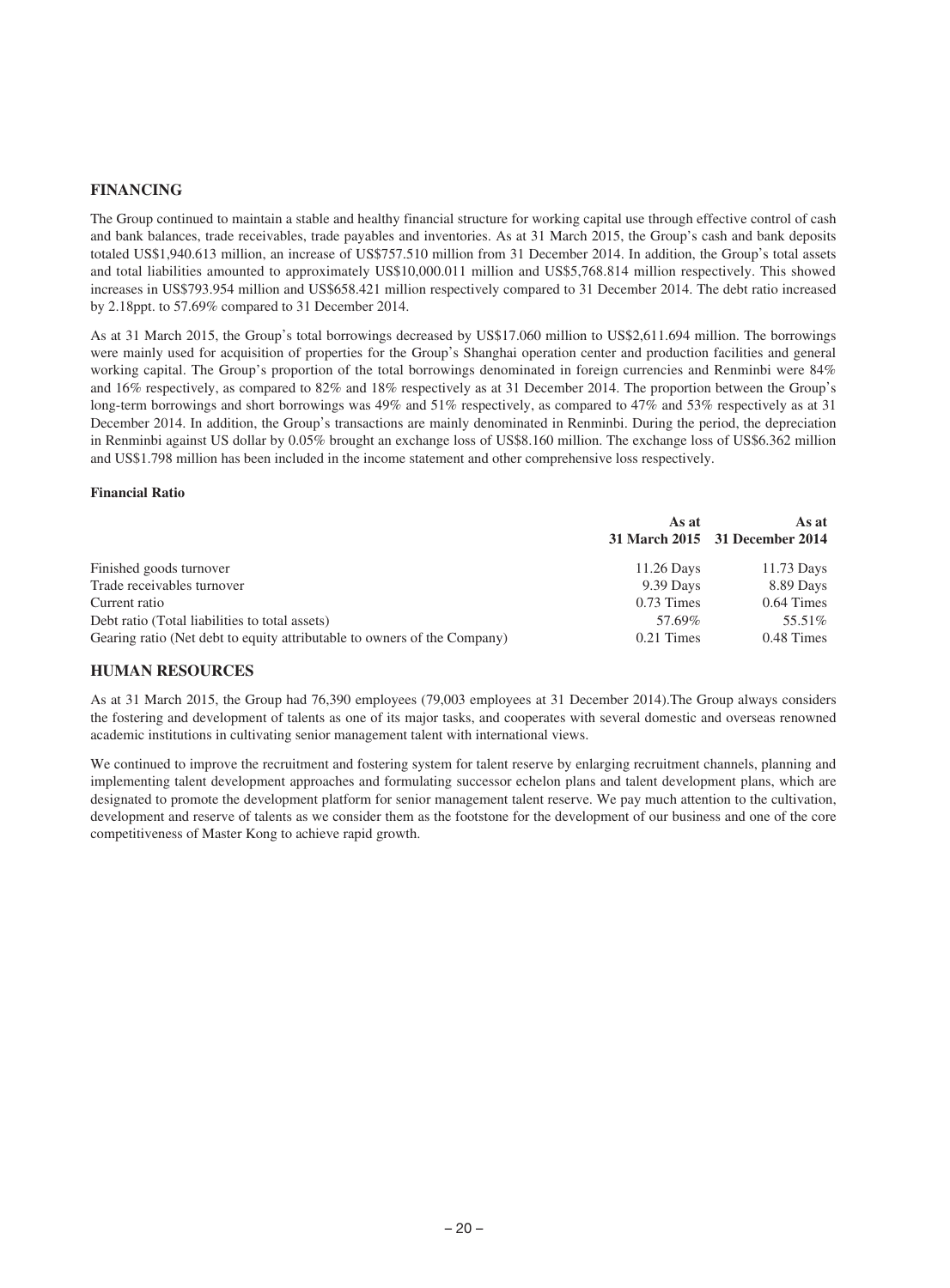## FINANCING

The Group continued to maintain a stable and healthy financial structure for working capital use through effective control of cash and bank balances, trade receivables, trade payables and inventories. As at 31 March 2015, the Group's cash and bank deposits totaled US$1,940.613 million, an increase of US$757.510 million from 31 December 2014. In addition, the Group's total assets and total liabilities amounted to approximately US$10,000.011 million and US$5,768.814 million respectively. This showed increases in US$793.954 million and US$658.421 million respectively compared to 31 December 2014. The debt ratio increased by 2.18ppt. to 57.69% compared to 31 December 2014.

As at 31 March 2015, the Group's total borrowings decreased by US$17.060 million to US$2,611.694 million. The borrowings were mainly used for acquisition of properties for the Group's Shanghai operation center and production facilities and general working capital. The Group's proportion of the total borrowings denominated in foreign currencies and Renminbi were 84% and 16% respectively, as compared to 82% and 18% respectively as at 31 December 2014. The proportion between the Group's long-term borrowings and short borrowings was 49% and 51% respectively, as compared to 47% and 53% respectively as at 31 December 2014. In addition, the Group's transactions are mainly denominated in Renminbi. During the period, the depreciation in Renminbi against US dollar by 0.05% brought an exchange loss of US$8.160 million. The exchange loss of US$6.362 million and US$1.798 million has been included in the income statement and other comprehensive loss respectively.

**Financial Ratio**

| | As at 31 March 2015 | As at 31 December 2014 |
|---|---|---|
| Finished goods turnover | 11.26 Days | 11.73 Days |
| Trade receivables turnover | 9.39 Days | 8.89 Days |
| Current ratio | 0.73 Times | 0.64 Times |
| Debt ratio (Total liabilities to total assets) | 57.69% | 55.51% |
| Gearing ratio (Net debt to equity attributable to owners of the Company) | 0.21 Times | 0.48 Times |

## HUMAN RESOURCES

As at 31 March 2015, the Group had 76,390 employees (79,003 employees at 31 December 2014).The Group always considers the fostering and development of talents as one of its major tasks, and cooperates with several domestic and overseas renowned academic institutions in cultivating senior management talent with international views.

We continued to improve the recruitment and fostering system for talent reserve by enlarging recruitment channels, planning and implementing talent development approaches and formulating successor echelon plans and talent development plans, which are designated to promote the development platform for senior management talent reserve. We pay much attention to the cultivation, development and reserve of talents as we consider them as the footstone for the development of our business and one of the core competitiveness of Master Kong to achieve rapid growth.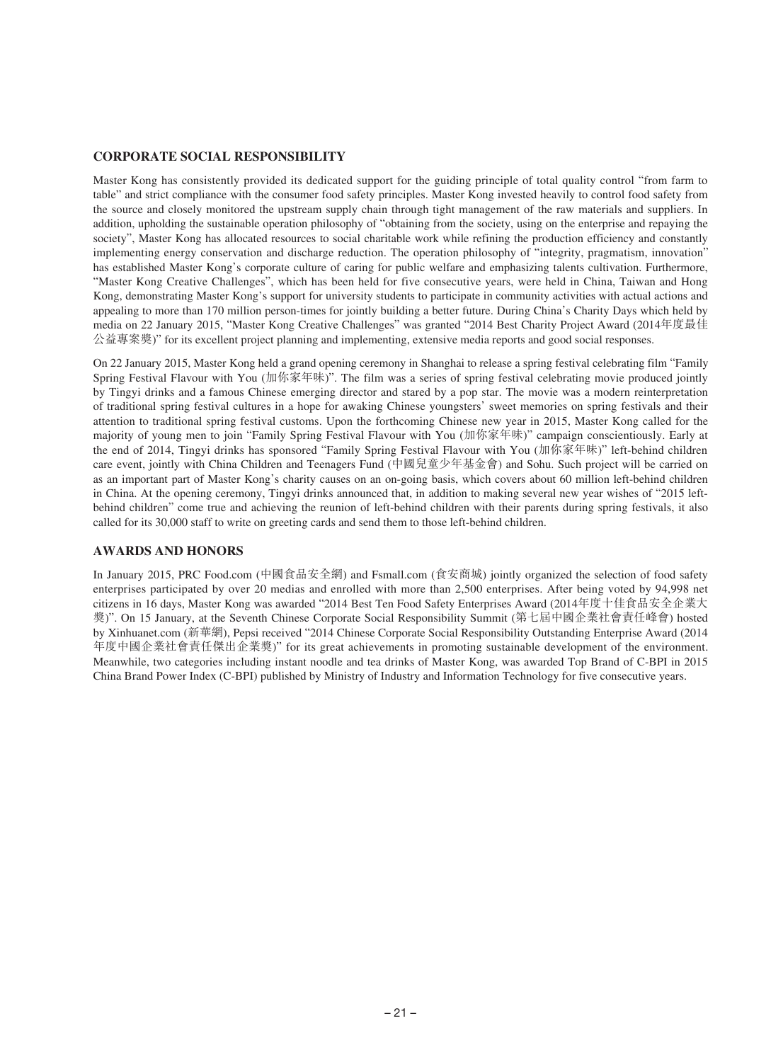## CORPORATE SOCIAL RESPONSIBILITY

Master Kong has consistently provided its dedicated support for the guiding principle of total quality control "from farm to table" and strict compliance with the consumer food safety principles. Master Kong invested heavily to control food safety from the source and closely monitored the upstream supply chain through tight management of the raw materials and suppliers. In addition, upholding the sustainable operation philosophy of "obtaining from the society, using on the enterprise and repaying the society", Master Kong has allocated resources to social charitable work while refining the production efficiency and constantly implementing energy conservation and discharge reduction. The operation philosophy of "integrity, pragmatism, innovation" has established Master Kong's corporate culture of caring for public welfare and emphasizing talents cultivation. Furthermore, "Master Kong Creative Challenges", which has been held for five consecutive years, were held in China, Taiwan and Hong Kong, demonstrating Master Kong's support for university students to participate in community activities with actual actions and appealing to more than 170 million person-times for jointly building a better future. During China's Charity Days which held by media on 22 January 2015, "Master Kong Creative Challenges" was granted "2014 Best Charity Project Award (2014年度最佳公益專案獎)" for its excellent project planning and implementing, extensive media reports and good social responses.

On 22 January 2015, Master Kong held a grand opening ceremony in Shanghai to release a spring festival celebrating film "Family Spring Festival Flavour with You (加你家年味)". The film was a series of spring festival celebrating movie produced jointly by Tingyi drinks and a famous Chinese emerging director and stared by a pop star. The movie was a modern reinterpretation of traditional spring festival cultures in a hope for awaking Chinese youngsters' sweet memories on spring festivals and their attention to traditional spring festival customs. Upon the forthcoming Chinese new year in 2015, Master Kong called for the majority of young men to join "Family Spring Festival Flavour with You (加你家年味)" campaign conscientiously. Early at the end of 2014, Tingyi drinks has sponsored "Family Spring Festival Flavour with You (加你家年味)" left-behind children care event, jointly with China Children and Teenagers Fund (中國兒童少年基金會) and Sohu. Such project will be carried on as an important part of Master Kong's charity causes on an on-going basis, which covers about 60 million left-behind children in China. At the opening ceremony, Tingyi drinks announced that, in addition to making several new year wishes of "2015 left-behind children" come true and achieving the reunion of left-behind children with their parents during spring festivals, it also called for its 30,000 staff to write on greeting cards and send them to those left-behind children.

## AWARDS AND HONORS

In January 2015, PRC Food.com (中國食品安全網) and Fsmall.com (食安商城) jointly organized the selection of food safety enterprises participated by over 20 medias and enrolled with more than 2,500 enterprises. After being voted by 94,998 net citizens in 16 days, Master Kong was awarded "2014 Best Ten Food Safety Enterprises Award (2014年度十佳食品安全企業大獎)". On 15 January, at the Seventh Chinese Corporate Social Responsibility Summit (第七屆中國企業社會責任峰會) hosted by Xinhuanet.com (新華網), Pepsi received "2014 Chinese Corporate Social Responsibility Outstanding Enterprise Award (2014年度中國企業社會責任傑出企業獎)" for its great achievements in promoting sustainable development of the environment. Meanwhile, two categories including instant noodle and tea drinks of Master Kong, was awarded Top Brand of C-BPI in 2015 China Brand Power Index (C-BPI) published by Ministry of Industry and Information Technology for five consecutive years.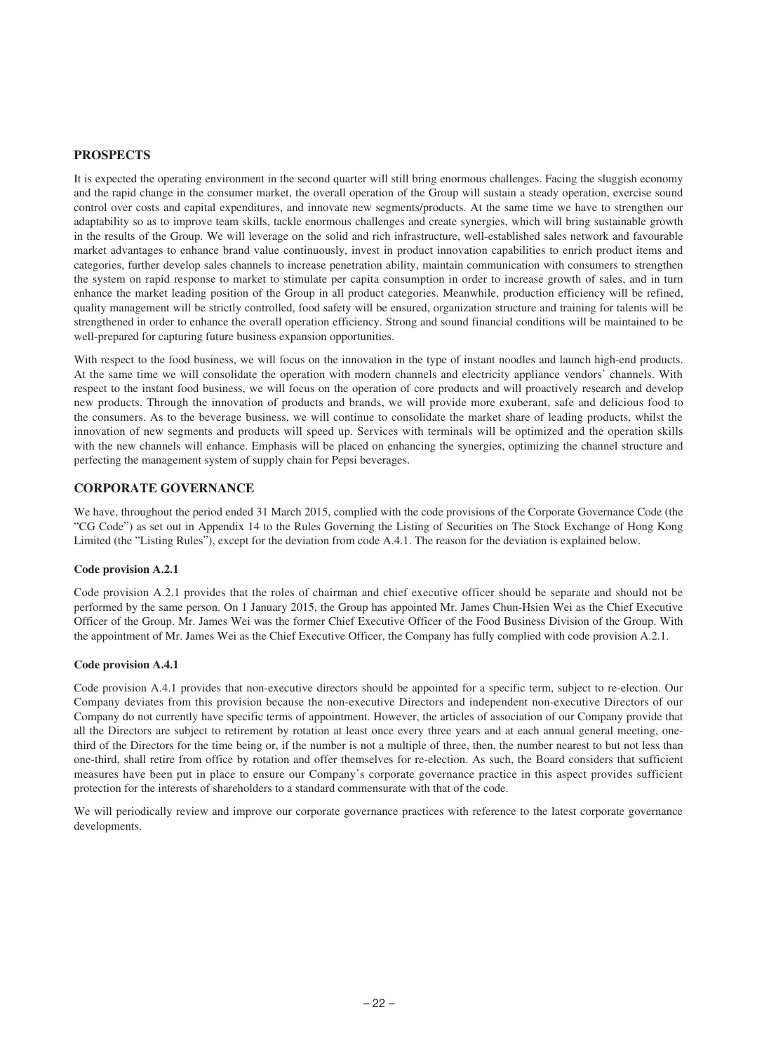## PROSPECTS

It is expected the operating environment in the second quarter will still bring enormous challenges. Facing the sluggish economy and the rapid change in the consumer market, the overall operation of the Group will sustain a steady operation, exercise sound control over costs and capital expenditures, and innovate new segments/products. At the same time we have to strengthen our adaptability so as to improve team skills, tackle enormous challenges and create synergies, which will bring sustainable growth in the results of the Group. We will leverage on the solid and rich infrastructure, well-established sales network and favourable market advantages to enhance brand value continuously, invest in product innovation capabilities to enrich product items and categories, further develop sales channels to increase penetration ability, maintain communication with consumers to strengthen the system on rapid response to market to stimulate per capita consumption in order to increase growth of sales, and in turn enhance the market leading position of the Group in all product categories. Meanwhile, production efficiency will be refined, quality management will be strictly controlled, food safety will be ensured, organization structure and training for talents will be strengthened in order to enhance the overall operation efficiency. Strong and sound financial conditions will be maintained to be well-prepared for capturing future business expansion opportunities.

With respect to the food business, we will focus on the innovation in the type of instant noodles and launch high-end products. At the same time we will consolidate the operation with modern channels and electricity appliance vendors' channels. With respect to the instant food business, we will focus on the operation of core products and will proactively research and develop new products. Through the innovation of products and brands, we will provide more exuberant, safe and delicious food to the consumers. As to the beverage business, we will continue to consolidate the market share of leading products, whilst the innovation of new segments and products will speed up. Services with terminals will be optimized and the operation skills with the new channels will enhance. Emphasis will be placed on enhancing the synergies, optimizing the channel structure and perfecting the management system of supply chain for Pepsi beverages.

## CORPORATE GOVERNANCE

We have, throughout the period ended 31 March 2015, complied with the code provisions of the Corporate Governance Code (the "CG Code") as set out in Appendix 14 to the Rules Governing the Listing of Securities on The Stock Exchange of Hong Kong Limited (the "Listing Rules"), except for the deviation from code A.4.1. The reason for the deviation is explained below.

### Code provision A.2.1

Code provision A.2.1 provides that the roles of chairman and chief executive officer should be separate and should not be performed by the same person. On 1 January 2015, the Group has appointed Mr. James Chun-Hsien Wei as the Chief Executive Officer of the Group. Mr. James Wei was the former Chief Executive Officer of the Food Business Division of the Group. With the appointment of Mr. James Wei as the Chief Executive Officer, the Company has fully complied with code provision A.2.1.

### Code provision A.4.1

Code provision A.4.1 provides that non-executive directors should be appointed for a specific term, subject to re-election. Our Company deviates from this provision because the non-executive Directors and independent non-executive Directors of our Company do not currently have specific terms of appointment. However, the articles of association of our Company provide that all the Directors are subject to retirement by rotation at least once every three years and at each annual general meeting, one-third of the Directors for the time being or, if the number is not a multiple of three, then, the number nearest to but not less than one-third, shall retire from office by rotation and offer themselves for re-election. As such, the Board considers that sufficient measures have been put in place to ensure our Company's corporate governance practice in this aspect provides sufficient protection for the interests of shareholders to a standard commensurate with that of the code.

We will periodically review and improve our corporate governance practices with reference to the latest corporate governance developments.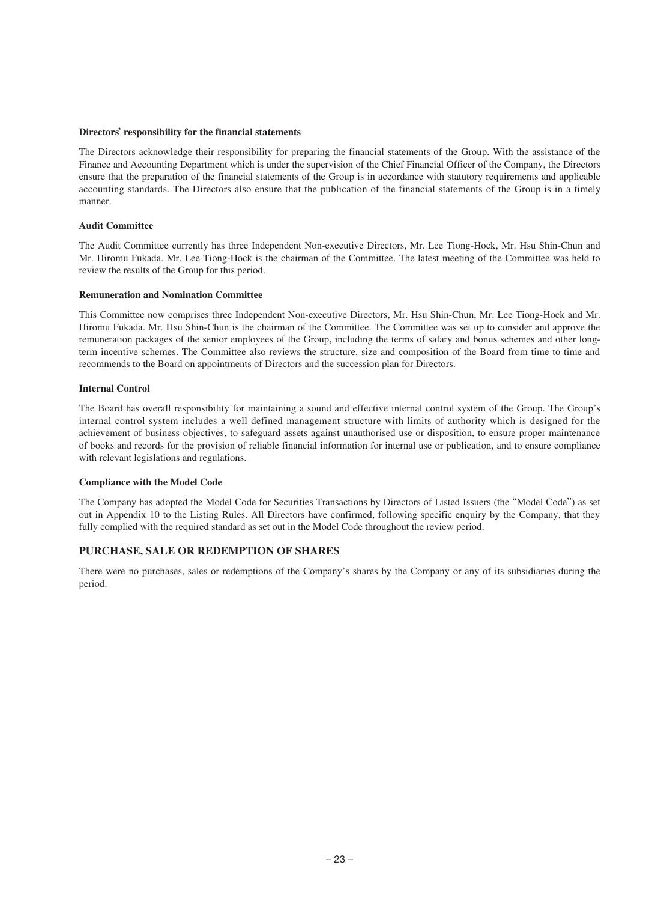**Directors' responsibility for the financial statements**

The Directors acknowledge their responsibility for preparing the financial statements of the Group. With the assistance of the Finance and Accounting Department which is under the supervision of the Chief Financial Officer of the Company, the Directors ensure that the preparation of the financial statements of the Group is in accordance with statutory requirements and applicable accounting standards. The Directors also ensure that the publication of the financial statements of the Group is in a timely manner.

**Audit Committee**

The Audit Committee currently has three Independent Non-executive Directors, Mr. Lee Tiong-Hock, Mr. Hsu Shin-Chun and Mr. Hiromu Fukada. Mr. Lee Tiong-Hock is the chairman of the Committee. The latest meeting of the Committee was held to review the results of the Group for this period.

**Remuneration and Nomination Committee**

This Committee now comprises three Independent Non-executive Directors, Mr. Hsu Shin-Chun, Mr. Lee Tiong-Hock and Mr. Hiromu Fukada. Mr. Hsu Shin-Chun is the chairman of the Committee. The Committee was set up to consider and approve the remuneration packages of the senior employees of the Group, including the terms of salary and bonus schemes and other long-term incentive schemes. The Committee also reviews the structure, size and composition of the Board from time to time and recommends to the Board on appointments of Directors and the succession plan for Directors.

**Internal Control**

The Board has overall responsibility for maintaining a sound and effective internal control system of the Group. The Group's internal control system includes a well defined management structure with limits of authority which is designed for the achievement of business objectives, to safeguard assets against unauthorised use or disposition, to ensure proper maintenance of books and records for the provision of reliable financial information for internal use or publication, and to ensure compliance with relevant legislations and regulations.

**Compliance with the Model Code**

The Company has adopted the Model Code for Securities Transactions by Directors of Listed Issuers (the "Model Code") as set out in Appendix 10 to the Listing Rules. All Directors have confirmed, following specific enquiry by the Company, that they fully complied with the required standard as set out in the Model Code throughout the review period.

## PURCHASE, SALE OR REDEMPTION OF SHARES

There were no purchases, sales or redemptions of the Company's shares by the Company or any of its subsidiaries during the period.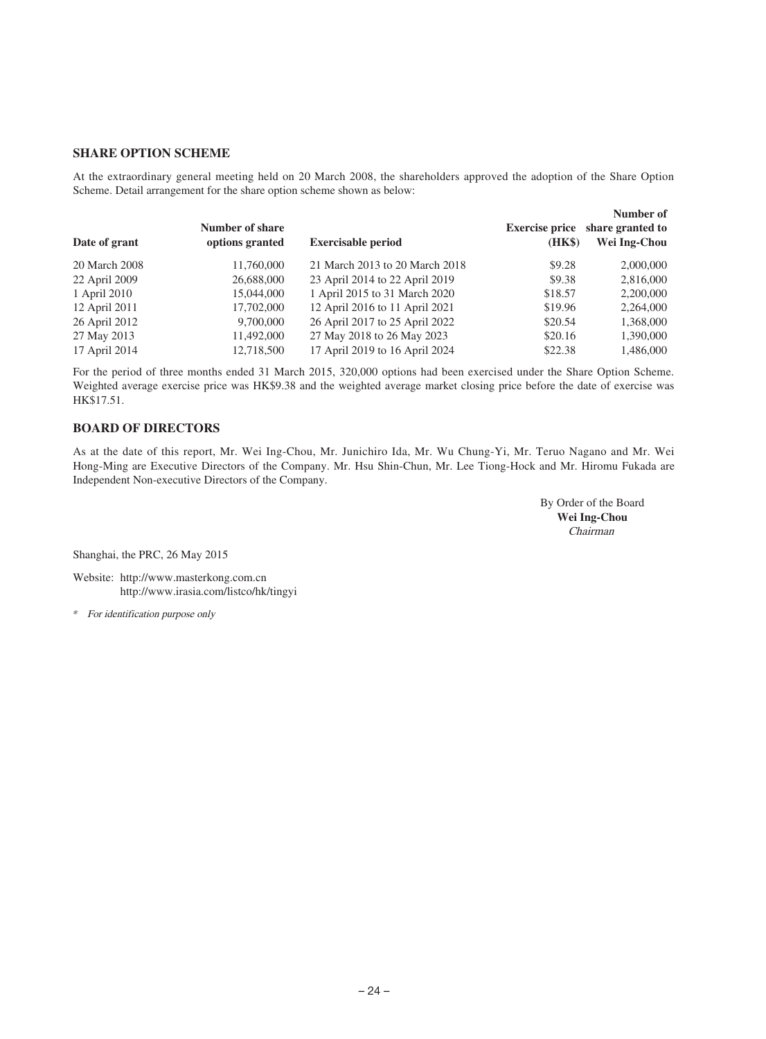## SHARE OPTION SCHEME

At the extraordinary general meeting held on 20 March 2008, the shareholders approved the adoption of the Share Option Scheme. Detail arrangement for the share option scheme shown as below:

| Date of grant | Number of share options granted | Exercisable period | Exercise price (HK$) | Number of share granted to Wei Ing-Chou |
|---|---|---|---|---|
| 20 March 2008 | 11,760,000 | 21 March 2013 to 20 March 2018 | $9.28 | 2,000,000 |
| 22 April 2009 | 26,688,000 | 23 April 2014 to 22 April 2019 | $9.38 | 2,816,000 |
| 1 April 2010 | 15,044,000 | 1 April 2015 to 31 March 2020 | $18.57 | 2,200,000 |
| 12 April 2011 | 17,702,000 | 12 April 2016 to 11 April 2021 | $19.96 | 2,264,000 |
| 26 April 2012 | 9,700,000 | 26 April 2017 to 25 April 2022 | $20.54 | 1,368,000 |
| 27 May 2013 | 11,492,000 | 27 May 2018 to 26 May 2023 | $20.16 | 1,390,000 |
| 17 April 2014 | 12,718,500 | 17 April 2019 to 16 April 2024 | $22.38 | 1,486,000 |

For the period of three months ended 31 March 2015, 320,000 options had been exercised under the Share Option Scheme. Weighted average exercise price was HK$9.38 and the weighted average market closing price before the date of exercise was HK$17.51.

## BOARD OF DIRECTORS

As at the date of this report, Mr. Wei Ing-Chou, Mr. Junichiro Ida, Mr. Wu Chung-Yi, Mr. Teruo Nagano and Mr. Wei Hong-Ming are Executive Directors of the Company. Mr. Hsu Shin-Chun, Mr. Lee Tiong-Hock and Mr. Hiromu Fukada are Independent Non-executive Directors of the Company.

By Order of the Board
**Wei Ing-Chou**
*Chairman*

Shanghai, the PRC, 26 May 2015

Website: http://www.masterkong.com.cn
http://www.irasia.com/listco/hk/tingyi

* *For identification purpose only*